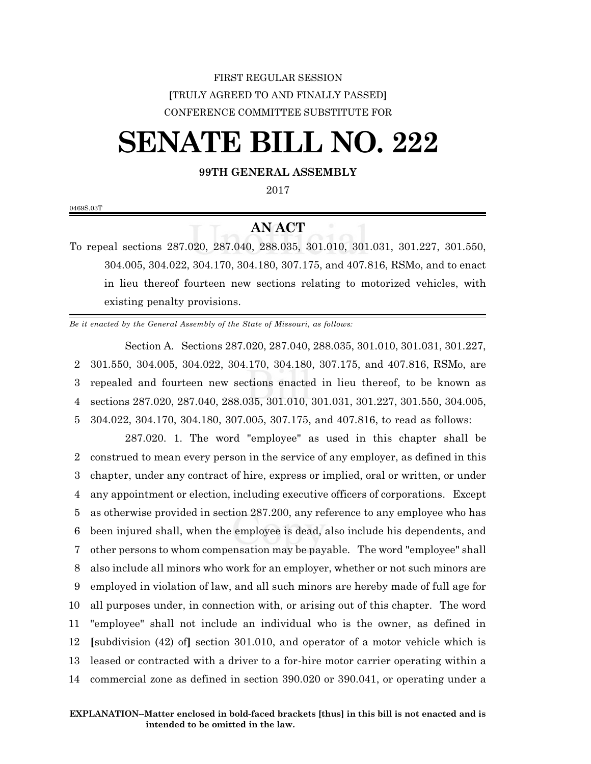FIRST REGULAR SESSION

[TRULY AGREED TO AND FINALLY PASSED]

CONFERENCE COMMITTEE SUBSTITUTE FOR

# SENATE BILL NO. 222

**99TH GENERAL ASSEMBLY**

2017

0469S.03T

## AN ACT

To repeal sections 287.020, 287.040, 288.035, 301.010, 301.031, 301.227, 301.550, 304.005, 304.022, 304.170, 304.180, 307.175, and 407.816, RSMo, and to enact in lieu thereof fourteen new sections relating to motorized vehicles, with existing penalty provisions.

*Be it enacted by the General Assembly of the State of Missouri, as follows:*

Section A. Sections 287.020, 287.040, 288.035, 301.010, 301.031, 301.227, 301.550, 304.005, 304.022, 304.170, 304.180, 307.175, and 407.816, RSMo, are repealed and fourteen new sections enacted in lieu thereof, to be known as sections 287.020, 287.040, 288.035, 301.010, 301.031, 301.227, 301.550, 304.005, 304.022, 304.170, 304.180, 307.005, 307.175, and 407.816, to read as follows:

287.020. 1. The word "employee" as used in this chapter shall be construed to mean every person in the service of any employer, as defined in this chapter, under any contract of hire, express or implied, oral or written, or under any appointment or election, including executive officers of corporations. Except as otherwise provided in section 287.200, any reference to any employee who has been injured shall, when the employee is dead, also include his dependents, and other persons to whom compensation may be payable. The word "employee" shall also include all minors who work for an employer, whether or not such minors are employed in violation of law, and all such minors are hereby made of full age for all purposes under, in connection with, or arising out of this chapter. The word "employee" shall not include an individual who is the owner, as defined in **[**subdivision (42) of**]** section 301.010, and operator of a motor vehicle which is leased or contracted with a driver to a for-hire motor carrier operating within a commercial zone as defined in section 390.020 or 390.041, or operating under a

**EXPLANATION–Matter enclosed in bold-faced brackets [thus] in this bill is not enacted and is intended to be omitted in the law.**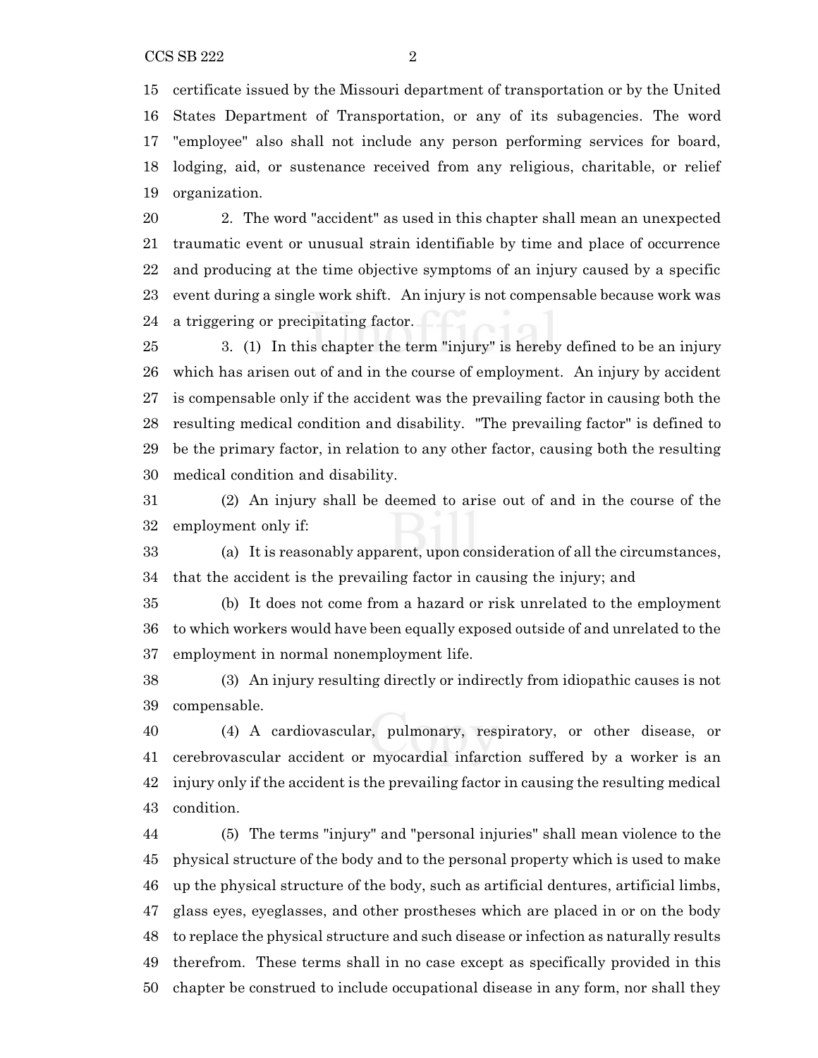certificate issued by the Missouri department of transportation or by the United States Department of Transportation, or any of its subagencies. The word "employee" also shall not include any person performing services for board, lodging, aid, or sustenance received from any religious, charitable, or relief organization.

2. The word "accident" as used in this chapter shall mean an unexpected traumatic event or unusual strain identifiable by time and place of occurrence and producing at the time objective symptoms of an injury caused by a specific event during a single work shift. An injury is not compensable because work was a triggering or precipitating factor.

3. (1) In this chapter the term "injury" is hereby defined to be an injury which has arisen out of and in the course of employment. An injury by accident is compensable only if the accident was the prevailing factor in causing both the resulting medical condition and disability. "The prevailing factor" is defined to be the primary factor, in relation to any other factor, causing both the resulting medical condition and disability.

(2) An injury shall be deemed to arise out of and in the course of the employment only if:

(a) It is reasonably apparent, upon consideration of all the circumstances, that the accident is the prevailing factor in causing the injury; and

(b) It does not come from a hazard or risk unrelated to the employment to which workers would have been equally exposed outside of and unrelated to the employment in normal nonemployment life.

(3) An injury resulting directly or indirectly from idiopathic causes is not compensable.

(4) A cardiovascular, pulmonary, respiratory, or other disease, or cerebrovascular accident or myocardial infarction suffered by a worker is an injury only if the accident is the prevailing factor in causing the resulting medical condition.

(5) The terms "injury" and "personal injuries" shall mean violence to the physical structure of the body and to the personal property which is used to make up the physical structure of the body, such as artificial dentures, artificial limbs, glass eyes, eyeglasses, and other prostheses which are placed in or on the body to replace the physical structure and such disease or infection as naturally results therefrom. These terms shall in no case except as specifically provided in this chapter be construed to include occupational disease in any form, nor shall they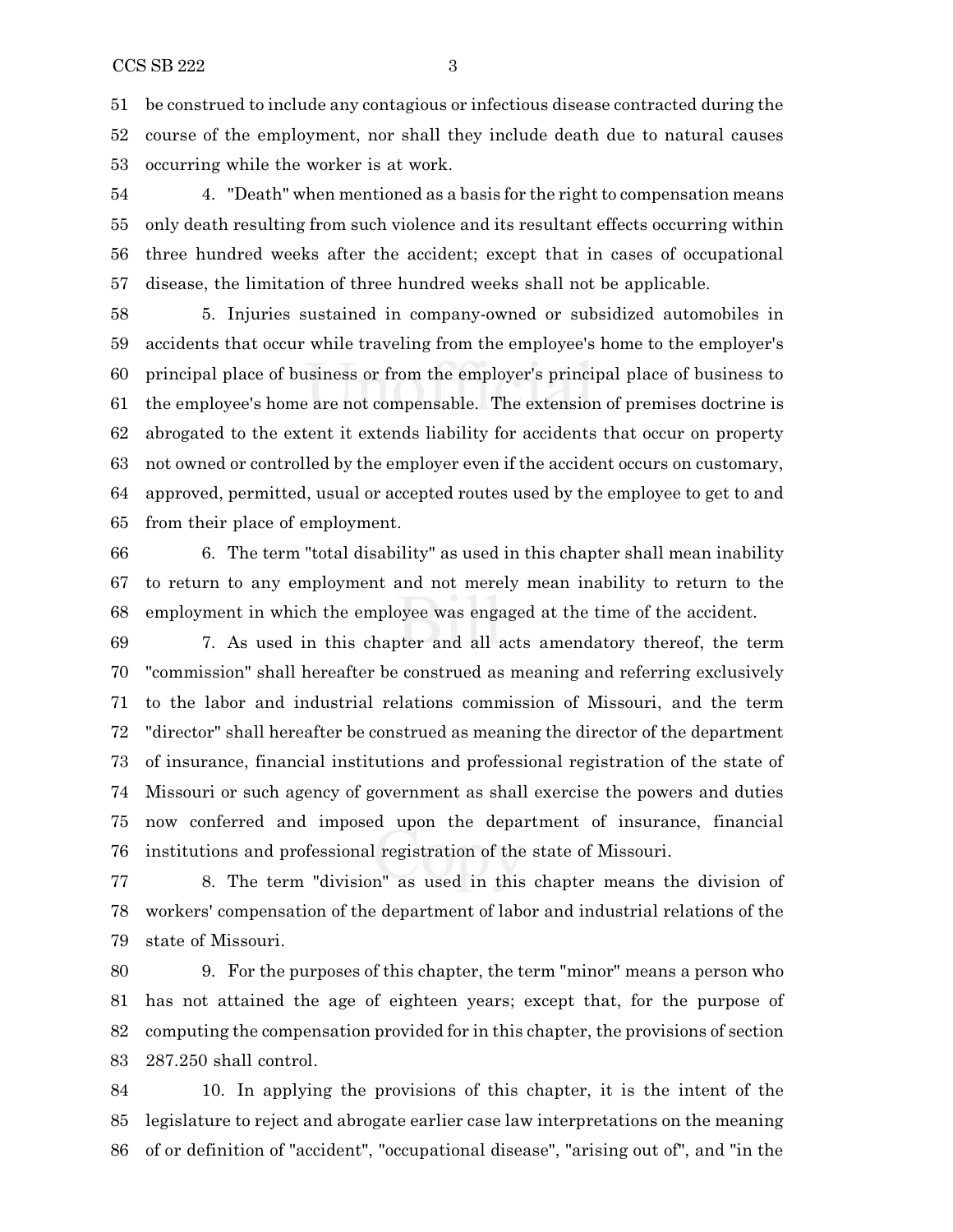be construed to include any contagious or infectious disease contracted during the course of the employment, nor shall they include death due to natural causes occurring while the worker is at work.

4. "Death" when mentioned as a basis for the right to compensation means only death resulting from such violence and its resultant effects occurring within three hundred weeks after the accident; except that in cases of occupational disease, the limitation of three hundred weeks shall not be applicable.

5. Injuries sustained in company-owned or subsidized automobiles in accidents that occur while traveling from the employee's home to the employer's principal place of business or from the employer's principal place of business to the employee's home are not compensable. The extension of premises doctrine is abrogated to the extent it extends liability for accidents that occur on property not owned or controlled by the employer even if the accident occurs on customary, approved, permitted, usual or accepted routes used by the employee to get to and from their place of employment.

6. The term "total disability" as used in this chapter shall mean inability to return to any employment and not merely mean inability to return to the employment in which the employee was engaged at the time of the accident.

7. As used in this chapter and all acts amendatory thereof, the term "commission" shall hereafter be construed as meaning and referring exclusively to the labor and industrial relations commission of Missouri, and the term "director" shall hereafter be construed as meaning the director of the department of insurance, financial institutions and professional registration of the state of Missouri or such agency of government as shall exercise the powers and duties now conferred and imposed upon the department of insurance, financial institutions and professional registration of the state of Missouri.

8. The term "division" as used in this chapter means the division of workers' compensation of the department of labor and industrial relations of the state of Missouri.

9. For the purposes of this chapter, the term "minor" means a person who has not attained the age of eighteen years; except that, for the purpose of computing the compensation provided for in this chapter, the provisions of section 287.250 shall control.

10. In applying the provisions of this chapter, it is the intent of the legislature to reject and abrogate earlier case law interpretations on the meaning of or definition of "accident", "occupational disease", "arising out of", and "in the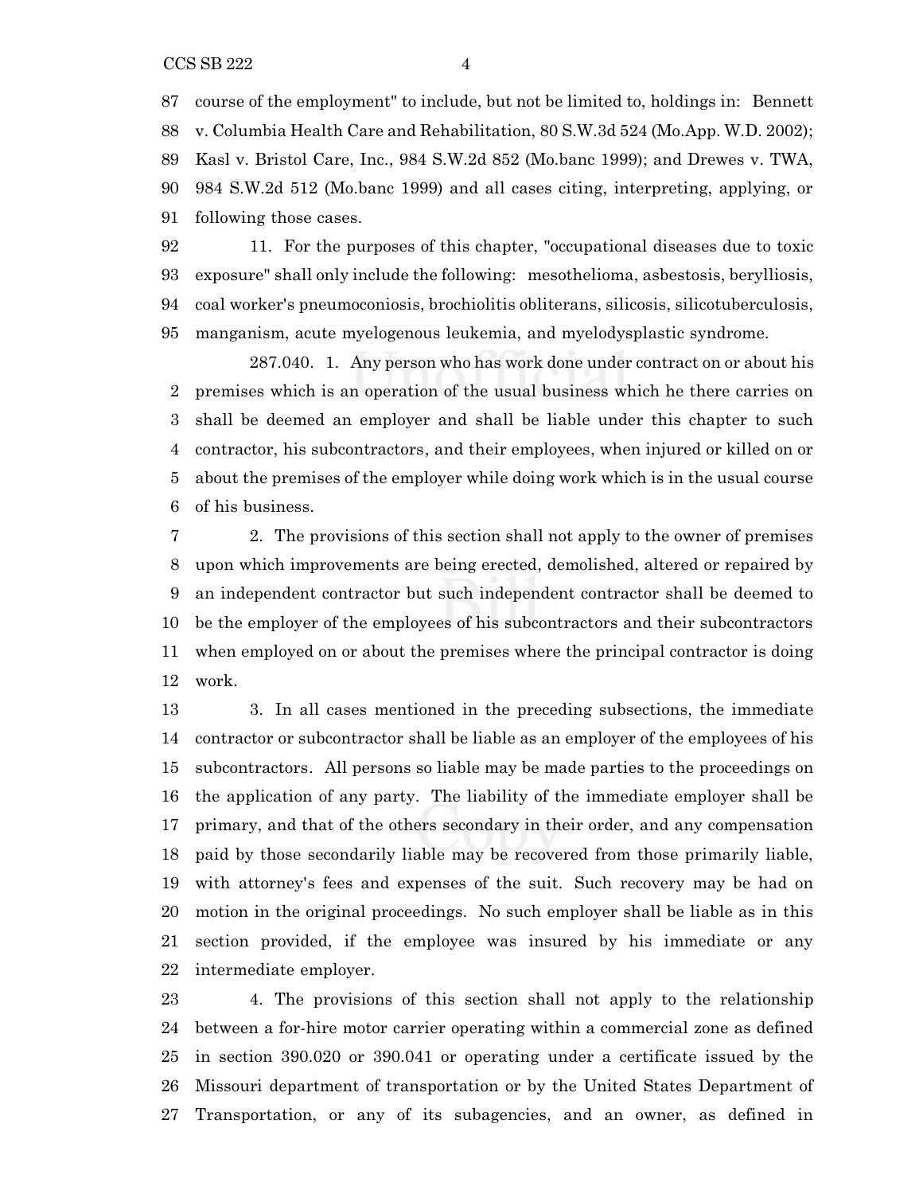course of the employment" to include, but not be limited to, holdings in: Bennett v. Columbia Health Care and Rehabilitation, 80 S.W.3d 524 (Mo.App. W.D. 2002); Kasl v. Bristol Care, Inc., 984 S.W.2d 852 (Mo.banc 1999); and Drewes v. TWA, 984 S.W.2d 512 (Mo.banc 1999) and all cases citing, interpreting, applying, or following those cases.

11. For the purposes of this chapter, "occupational diseases due to toxic exposure" shall only include the following: mesothelioma, asbestosis, berylliosis, coal worker's pneumoconiosis, brochiolitis obliterans, silicosis, silicotuberculosis, manganism, acute myelogenous leukemia, and myelodysplastic syndrome.

287.040. 1. Any person who has work done under contract on or about his premises which is an operation of the usual business which he there carries on shall be deemed an employer and shall be liable under this chapter to such contractor, his subcontractors, and their employees, when injured or killed on or about the premises of the employer while doing work which is in the usual course of his business.

2. The provisions of this section shall not apply to the owner of premises upon which improvements are being erected, demolished, altered or repaired by an independent contractor but such independent contractor shall be deemed to be the employer of the employees of his subcontractors and their subcontractors when employed on or about the premises where the principal contractor is doing work.

3. In all cases mentioned in the preceding subsections, the immediate contractor or subcontractor shall be liable as an employer of the employees of his subcontractors. All persons so liable may be made parties to the proceedings on the application of any party. The liability of the immediate employer shall be primary, and that of the others secondary in their order, and any compensation paid by those secondarily liable may be recovered from those primarily liable, with attorney's fees and expenses of the suit. Such recovery may be had on motion in the original proceedings. No such employer shall be liable as in this section provided, if the employee was insured by his immediate or any intermediate employer.

4. The provisions of this section shall not apply to the relationship between a for-hire motor carrier operating within a commercial zone as defined in section 390.020 or 390.041 or operating under a certificate issued by the Missouri department of transportation or by the United States Department of Transportation, or any of its subagencies, and an owner, as defined in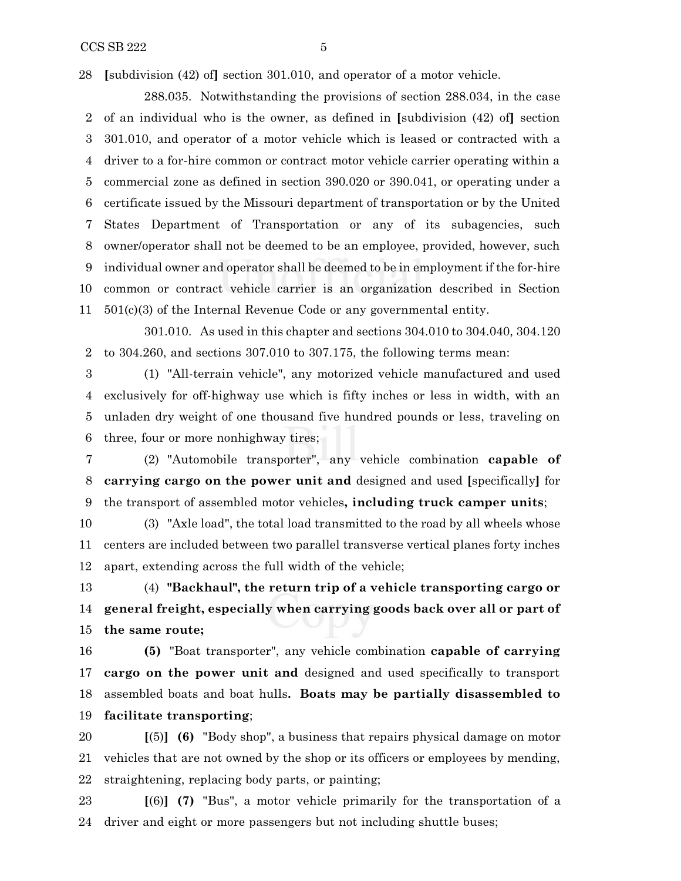28 **[**subdivision (42) of**]** section 301.010, and operator of a motor vehicle.

288.035. Notwithstanding the provisions of section 288.034, in the case
2 of an individual who is the owner, as defined in **[**subdivision (42) of**]** section
3 301.010, and operator of a motor vehicle which is leased or contracted with a
4 driver to a for-hire common or contract motor vehicle carrier operating within a
5 commercial zone as defined in section 390.020 or 390.041, or operating under a
6 certificate issued by the Missouri department of transportation or by the United
7 States Department of Transportation or any of its subagencies, such
8 owner/operator shall not be deemed to be an employee, provided, however, such
9 individual owner and operator shall be deemed to be in employment if the for-hire
10 common or contract vehicle carrier is an organization described in Section
11 501(c)(3) of the Internal Revenue Code or any governmental entity.

301.010. As used in this chapter and sections 304.010 to 304.040, 304.120
2 to 304.260, and sections 307.010 to 307.175, the following terms mean:

3 (1) "All-terrain vehicle", any motorized vehicle manufactured and used
4 exclusively for off-highway use which is fifty inches or less in width, with an
5 unladen dry weight of one thousand five hundred pounds or less, traveling on
6 three, four or more nonhighway tires;

7 (2) "Automobile transporter", any vehicle combination **capable of**
8 **carrying cargo on the power unit and** designed and used **[**specifically**]** for
9 the transport of assembled motor vehicles**, including truck camper units**;

10 (3) "Axle load", the total load transmitted to the road by all wheels whose
11 centers are included between two parallel transverse vertical planes forty inches
12 apart, extending across the full width of the vehicle;

13 (4) **"Backhaul", the return trip of a vehicle transporting cargo or**
14 **general freight, especially when carrying goods back over all or part of**
15 **the same route;**

16 **(5)** "Boat transporter", any vehicle combination **capable of carrying**
17 **cargo on the power unit and** designed and used specifically to transport
18 assembled boats and boat hulls**. Boats may be partially disassembled to**
19 **facilitate transporting**;

20 **[**(5)**] (6)** "Body shop", a business that repairs physical damage on motor
21 vehicles that are not owned by the shop or its officers or employees by mending,
22 straightening, replacing body parts, or painting;

23 **[**(6)**] (7)** "Bus", a motor vehicle primarily for the transportation of a
24 driver and eight or more passengers but not including shuttle buses;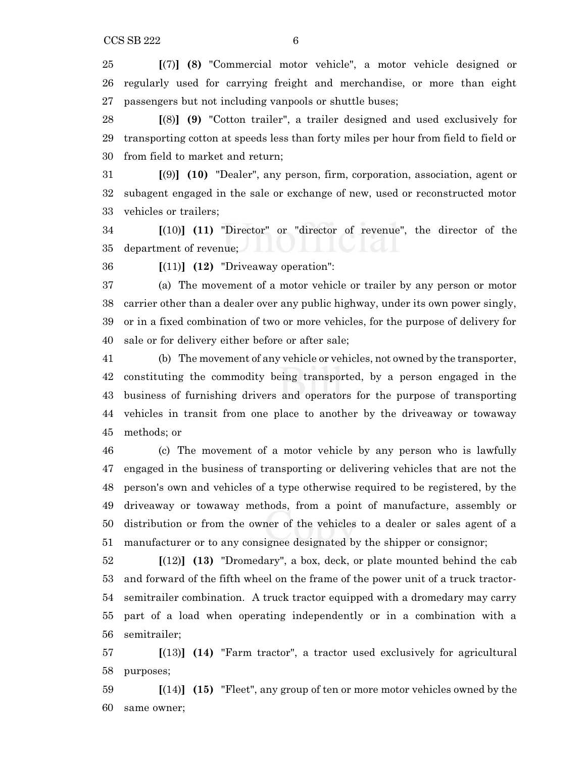**[**(7)**] (8)** "Commercial motor vehicle", a motor vehicle designed or regularly used for carrying freight and merchandise, or more than eight passengers but not including vanpools or shuttle buses;

**[**(8)**] (9)** "Cotton trailer", a trailer designed and used exclusively for transporting cotton at speeds less than forty miles per hour from field to field or from field to market and return;

**[**(9)**] (10)** "Dealer", any person, firm, corporation, association, agent or subagent engaged in the sale or exchange of new, used or reconstructed motor vehicles or trailers;

**[**(10)**] (11)** "Director" or "director of revenue", the director of the department of revenue;

**[**(11)**] (12)** "Driveaway operation":

(a) The movement of a motor vehicle or trailer by any person or motor carrier other than a dealer over any public highway, under its own power singly, or in a fixed combination of two or more vehicles, for the purpose of delivery for sale or for delivery either before or after sale;

(b) The movement of any vehicle or vehicles, not owned by the transporter, constituting the commodity being transported, by a person engaged in the business of furnishing drivers and operators for the purpose of transporting vehicles in transit from one place to another by the driveaway or towaway methods; or

(c) The movement of a motor vehicle by any person who is lawfully engaged in the business of transporting or delivering vehicles that are not the person's own and vehicles of a type otherwise required to be registered, by the driveaway or towaway methods, from a point of manufacture, assembly or distribution or from the owner of the vehicles to a dealer or sales agent of a manufacturer or to any consignee designated by the shipper or consignor;

**[**(12)**] (13)** "Dromedary", a box, deck, or plate mounted behind the cab and forward of the fifth wheel on the frame of the power unit of a truck tractor-semitrailer combination. A truck tractor equipped with a dromedary may carry part of a load when operating independently or in a combination with a semitrailer;

**[**(13)**] (14)** "Farm tractor", a tractor used exclusively for agricultural purposes;

**[**(14)**] (15)** "Fleet", any group of ten or more motor vehicles owned by the same owner;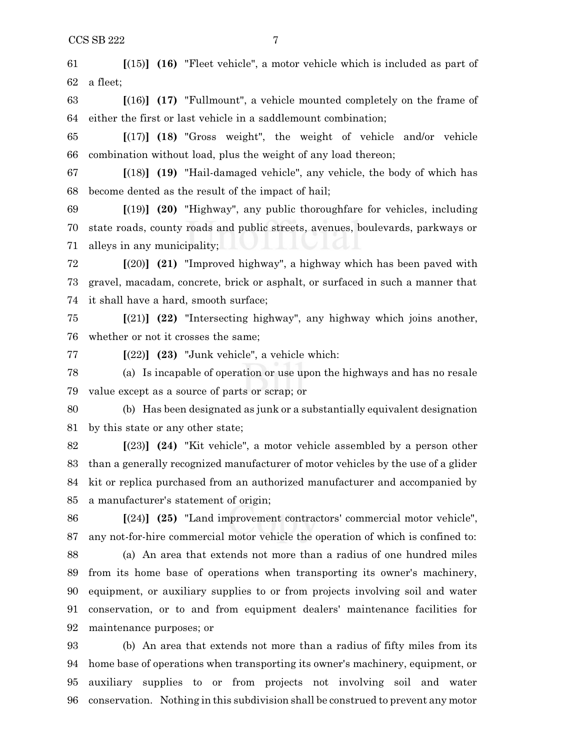61 **[**(15)**]** **(16)** "Fleet vehicle", a motor vehicle which is included as part of
62 a fleet;

63 **[**(16)**]** **(17)** "Fullmount", a vehicle mounted completely on the frame of
64 either the first or last vehicle in a saddlemount combination;

65 **[**(17)**]** **(18)** "Gross weight", the weight of vehicle and/or vehicle
66 combination without load, plus the weight of any load thereon;

67 **[**(18)**]** **(19)** "Hail-damaged vehicle", any vehicle, the body of which has
68 become dented as the result of the impact of hail;

69 **[**(19)**]** **(20)** "Highway", any public thoroughfare for vehicles, including
70 state roads, county roads and public streets, avenues, boulevards, parkways or
71 alleys in any municipality;

72 **[**(20)**]** **(21)** "Improved highway", a highway which has been paved with
73 gravel, macadam, concrete, brick or asphalt, or surfaced in such a manner that
74 it shall have a hard, smooth surface;

75 **[**(21)**]** **(22)** "Intersecting highway", any highway which joins another,
76 whether or not it crosses the same;

77 **[**(22)**]** **(23)** "Junk vehicle", a vehicle which:

78 (a) Is incapable of operation or use upon the highways and has no resale
79 value except as a source of parts or scrap; or

80 (b) Has been designated as junk or a substantially equivalent designation
81 by this state or any other state;

82 **[**(23)**]** **(24)** "Kit vehicle", a motor vehicle assembled by a person other
83 than a generally recognized manufacturer of motor vehicles by the use of a glider
84 kit or replica purchased from an authorized manufacturer and accompanied by
85 a manufacturer's statement of origin;

86 **[**(24)**]** **(25)** "Land improvement contractors' commercial motor vehicle",
87 any not-for-hire commercial motor vehicle the operation of which is confined to:

88 (a) An area that extends not more than a radius of one hundred miles
89 from its home base of operations when transporting its owner's machinery,
90 equipment, or auxiliary supplies to or from projects involving soil and water
91 conservation, or to and from equipment dealers' maintenance facilities for
92 maintenance purposes; or

93 (b) An area that extends not more than a radius of fifty miles from its
94 home base of operations when transporting its owner's machinery, equipment, or
95 auxiliary supplies to or from projects not involving soil and water
96 conservation. Nothing in this subdivision shall be construed to prevent any motor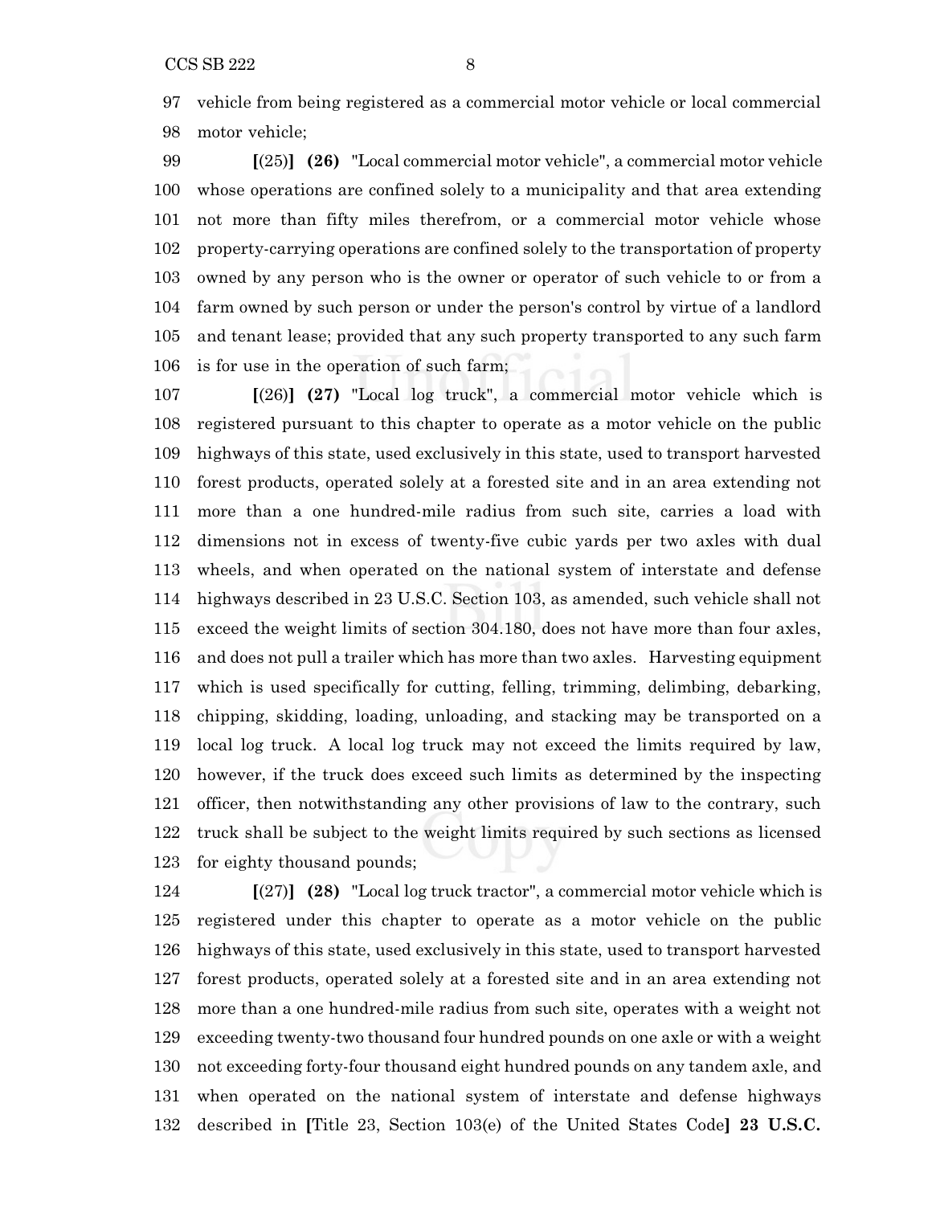vehicle from being registered as a commercial motor vehicle or local commercial motor vehicle;

**[**(25)**] (26)** "Local commercial motor vehicle", a commercial motor vehicle whose operations are confined solely to a municipality and that area extending not more than fifty miles therefrom, or a commercial motor vehicle whose property-carrying operations are confined solely to the transportation of property owned by any person who is the owner or operator of such vehicle to or from a farm owned by such person or under the person's control by virtue of a landlord and tenant lease; provided that any such property transported to any such farm is for use in the operation of such farm;

**[**(26)**] (27)** "Local log truck", a commercial motor vehicle which is registered pursuant to this chapter to operate as a motor vehicle on the public highways of this state, used exclusively in this state, used to transport harvested forest products, operated solely at a forested site and in an area extending not more than a one hundred-mile radius from such site, carries a load with dimensions not in excess of twenty-five cubic yards per two axles with dual wheels, and when operated on the national system of interstate and defense highways described in 23 U.S.C. Section 103, as amended, such vehicle shall not exceed the weight limits of section 304.180, does not have more than four axles, and does not pull a trailer which has more than two axles. Harvesting equipment which is used specifically for cutting, felling, trimming, delimbing, debarking, chipping, skidding, loading, unloading, and stacking may be transported on a local log truck. A local log truck may not exceed the limits required by law, however, if the truck does exceed such limits as determined by the inspecting officer, then notwithstanding any other provisions of law to the contrary, such truck shall be subject to the weight limits required by such sections as licensed for eighty thousand pounds;

**[**(27)**] (28)** "Local log truck tractor", a commercial motor vehicle which is registered under this chapter to operate as a motor vehicle on the public highways of this state, used exclusively in this state, used to transport harvested forest products, operated solely at a forested site and in an area extending not more than a one hundred-mile radius from such site, operates with a weight not exceeding twenty-two thousand four hundred pounds on one axle or with a weight not exceeding forty-four thousand eight hundred pounds on any tandem axle, and when operated on the national system of interstate and defense highways described in **[**Title 23, Section 103(e) of the United States Code**] 23 U.S.C.**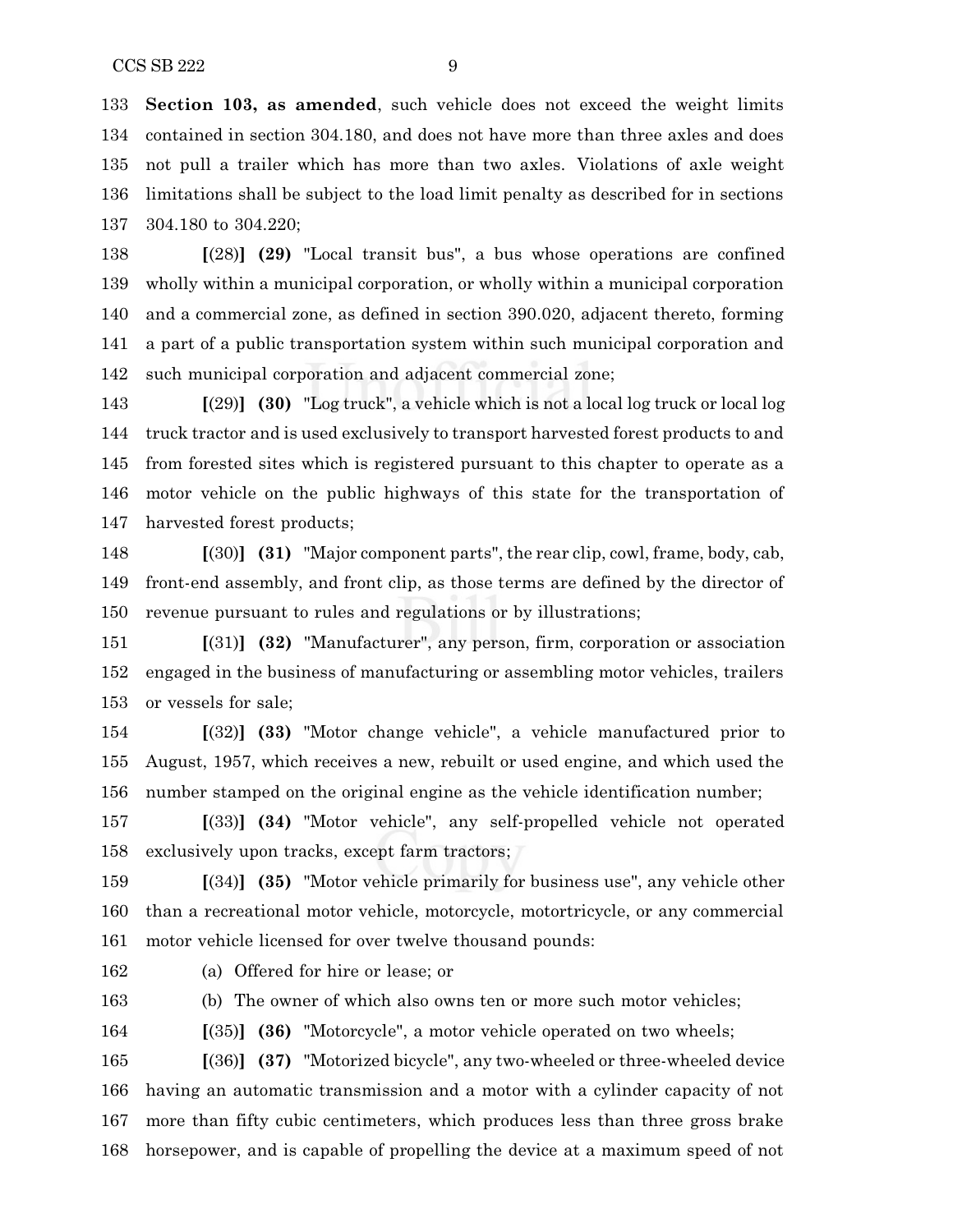133 **Section 103, as amended**, such vehicle does not exceed the weight limits
134 contained in section 304.180, and does not have more than three axles and does
135 not pull a trailer which has more than two axles. Violations of axle weight
136 limitations shall be subject to the load limit penalty as described for in sections
137 304.180 to 304.220;

138 **[**(28)**]** **(29)** "Local transit bus", a bus whose operations are confined
139 wholly within a municipal corporation, or wholly within a municipal corporation
140 and a commercial zone, as defined in section 390.020, adjacent thereto, forming
141 a part of a public transportation system within such municipal corporation and
142 such municipal corporation and adjacent commercial zone;

143 **[**(29)**]** **(30)** "Log truck", a vehicle which is not a local log truck or local log
144 truck tractor and is used exclusively to transport harvested forest products to and
145 from forested sites which is registered pursuant to this chapter to operate as a
146 motor vehicle on the public highways of this state for the transportation of
147 harvested forest products;

148 **[**(30)**]** **(31)** "Major component parts", the rear clip, cowl, frame, body, cab,
149 front-end assembly, and front clip, as those terms are defined by the director of
150 revenue pursuant to rules and regulations or by illustrations;

151 **[**(31)**]** **(32)** "Manufacturer", any person, firm, corporation or association
152 engaged in the business of manufacturing or assembling motor vehicles, trailers
153 or vessels for sale;

154 **[**(32)**]** **(33)** "Motor change vehicle", a vehicle manufactured prior to
155 August, 1957, which receives a new, rebuilt or used engine, and which used the
156 number stamped on the original engine as the vehicle identification number;

157 **[**(33)**]** **(34)** "Motor vehicle", any self-propelled vehicle not operated
158 exclusively upon tracks, except farm tractors;

159 **[**(34)**]** **(35)** "Motor vehicle primarily for business use", any vehicle other
160 than a recreational motor vehicle, motorcycle, motortricycle, or any commercial
161 motor vehicle licensed for over twelve thousand pounds:

162 (a) Offered for hire or lease; or

163 (b) The owner of which also owns ten or more such motor vehicles;

164 **[**(35)**]** **(36)** "Motorcycle", a motor vehicle operated on two wheels;

165 **[**(36)**]** **(37)** "Motorized bicycle", any two-wheeled or three-wheeled device
166 having an automatic transmission and a motor with a cylinder capacity of not
167 more than fifty cubic centimeters, which produces less than three gross brake
168 horsepower, and is capable of propelling the device at a maximum speed of not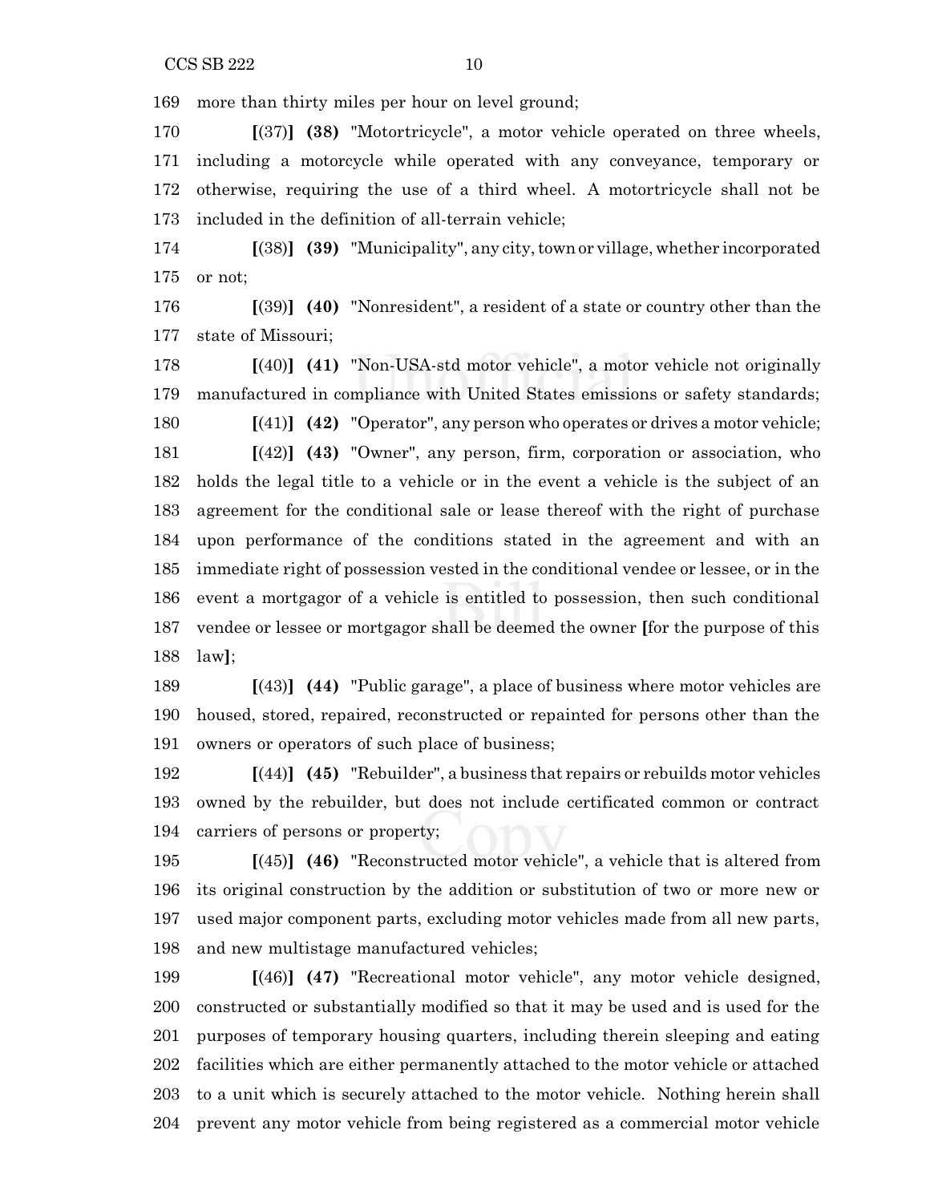more than thirty miles per hour on level ground;

[(37)] **(38)** "Motortricycle", a motor vehicle operated on three wheels, including a motorcycle while operated with any conveyance, temporary or otherwise, requiring the use of a third wheel. A motortricycle shall not be included in the definition of all-terrain vehicle;

[(38)] **(39)** "Municipality", any city, town or village, whether incorporated or not;

[(39)] **(40)** "Nonresident", a resident of a state or country other than the state of Missouri;

[(40)] **(41)** "Non-USA-std motor vehicle", a motor vehicle not originally manufactured in compliance with United States emissions or safety standards;

[(41)] **(42)** "Operator", any person who operates or drives a motor vehicle;

[(42)] **(43)** "Owner", any person, firm, corporation or association, who holds the legal title to a vehicle or in the event a vehicle is the subject of an agreement for the conditional sale or lease thereof with the right of purchase upon performance of the conditions stated in the agreement and with an immediate right of possession vested in the conditional vendee or lessee, or in the event a mortgagor of a vehicle is entitled to possession, then such conditional vendee or lessee or mortgagor shall be deemed the owner [for the purpose of this law];

[(43)] **(44)** "Public garage", a place of business where motor vehicles are housed, stored, repaired, reconstructed or repainted for persons other than the owners or operators of such place of business;

[(44)] **(45)** "Rebuilder", a business that repairs or rebuilds motor vehicles owned by the rebuilder, but does not include certificated common or contract carriers of persons or property;

[(45)] **(46)** "Reconstructed motor vehicle", a vehicle that is altered from its original construction by the addition or substitution of two or more new or used major component parts, excluding motor vehicles made from all new parts, and new multistage manufactured vehicles;

[(46)] **(47)** "Recreational motor vehicle", any motor vehicle designed, constructed or substantially modified so that it may be used and is used for the purposes of temporary housing quarters, including therein sleeping and eating facilities which are either permanently attached to the motor vehicle or attached to a unit which is securely attached to the motor vehicle. Nothing herein shall prevent any motor vehicle from being registered as a commercial motor vehicle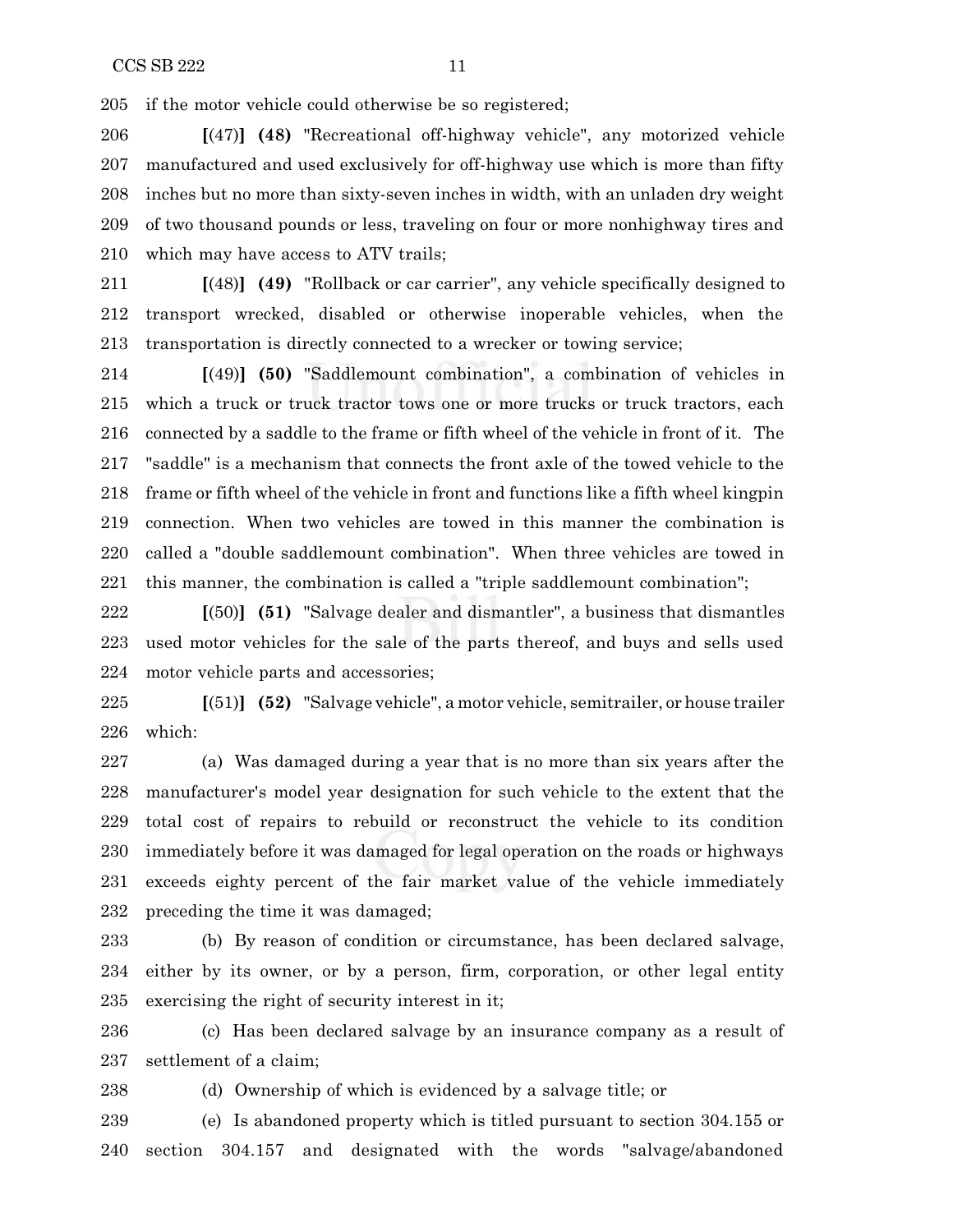if the motor vehicle could otherwise be so registered;

**[**(47)**]** **(48)** "Recreational off-highway vehicle", any motorized vehicle manufactured and used exclusively for off-highway use which is more than fifty inches but no more than sixty-seven inches in width, with an unladen dry weight of two thousand pounds or less, traveling on four or more nonhighway tires and which may have access to ATV trails;

**[**(48)**]** **(49)** "Rollback or car carrier", any vehicle specifically designed to transport wrecked, disabled or otherwise inoperable vehicles, when the transportation is directly connected to a wrecker or towing service;

**[**(49)**]** **(50)** "Saddlemount combination", a combination of vehicles in which a truck or truck tractor tows one or more trucks or truck tractors, each connected by a saddle to the frame or fifth wheel of the vehicle in front of it. The "saddle" is a mechanism that connects the front axle of the towed vehicle to the frame or fifth wheel of the vehicle in front and functions like a fifth wheel kingpin connection. When two vehicles are towed in this manner the combination is called a "double saddlemount combination". When three vehicles are towed in this manner, the combination is called a "triple saddlemount combination";

**[**(50)**]** **(51)** "Salvage dealer and dismantler", a business that dismantles used motor vehicles for the sale of the parts thereof, and buys and sells used motor vehicle parts and accessories;

**[**(51)**]** **(52)** "Salvage vehicle", a motor vehicle, semitrailer, or house trailer which:

(a) Was damaged during a year that is no more than six years after the manufacturer's model year designation for such vehicle to the extent that the total cost of repairs to rebuild or reconstruct the vehicle to its condition immediately before it was damaged for legal operation on the roads or highways exceeds eighty percent of the fair market value of the vehicle immediately preceding the time it was damaged;

(b) By reason of condition or circumstance, has been declared salvage, either by its owner, or by a person, firm, corporation, or other legal entity exercising the right of security interest in it;

(c) Has been declared salvage by an insurance company as a result of settlement of a claim;

(d) Ownership of which is evidenced by a salvage title; or

(e) Is abandoned property which is titled pursuant to section 304.155 or section 304.157 and designated with the words "salvage/abandoned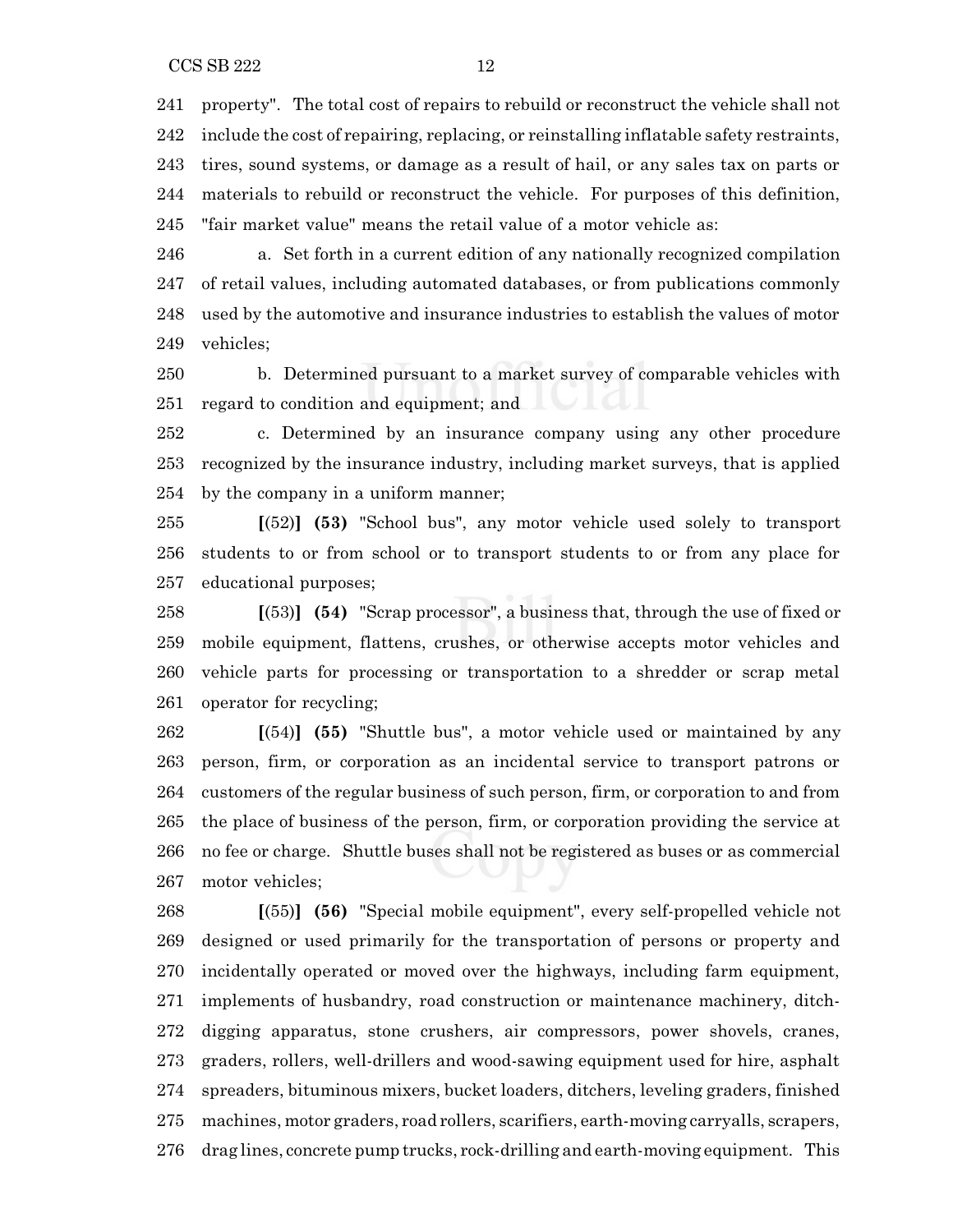property". The total cost of repairs to rebuild or reconstruct the vehicle shall not include the cost of repairing, replacing, or reinstalling inflatable safety restraints, tires, sound systems, or damage as a result of hail, or any sales tax on parts or materials to rebuild or reconstruct the vehicle. For purposes of this definition, "fair market value" means the retail value of a motor vehicle as:

a. Set forth in a current edition of any nationally recognized compilation of retail values, including automated databases, or from publications commonly used by the automotive and insurance industries to establish the values of motor vehicles;

b. Determined pursuant to a market survey of comparable vehicles with regard to condition and equipment; and

c. Determined by an insurance company using any other procedure recognized by the insurance industry, including market surveys, that is applied by the company in a uniform manner;

**[**(52)**]** **(53)** "School bus", any motor vehicle used solely to transport students to or from school or to transport students to or from any place for educational purposes;

**[**(53)**]** **(54)** "Scrap processor", a business that, through the use of fixed or mobile equipment, flattens, crushes, or otherwise accepts motor vehicles and vehicle parts for processing or transportation to a shredder or scrap metal operator for recycling;

**[**(54)**]** **(55)** "Shuttle bus", a motor vehicle used or maintained by any person, firm, or corporation as an incidental service to transport patrons or customers of the regular business of such person, firm, or corporation to and from the place of business of the person, firm, or corporation providing the service at no fee or charge. Shuttle buses shall not be registered as buses or as commercial motor vehicles;

**[**(55)**]** **(56)** "Special mobile equipment", every self-propelled vehicle not designed or used primarily for the transportation of persons or property and incidentally operated or moved over the highways, including farm equipment, implements of husbandry, road construction or maintenance machinery, ditch-digging apparatus, stone crushers, air compressors, power shovels, cranes, graders, rollers, well-drillers and wood-sawing equipment used for hire, asphalt spreaders, bituminous mixers, bucket loaders, ditchers, leveling graders, finished machines, motor graders, road rollers, scarifiers, earth-moving carryalls, scrapers, drag lines, concrete pump trucks, rock-drilling and earth-moving equipment. This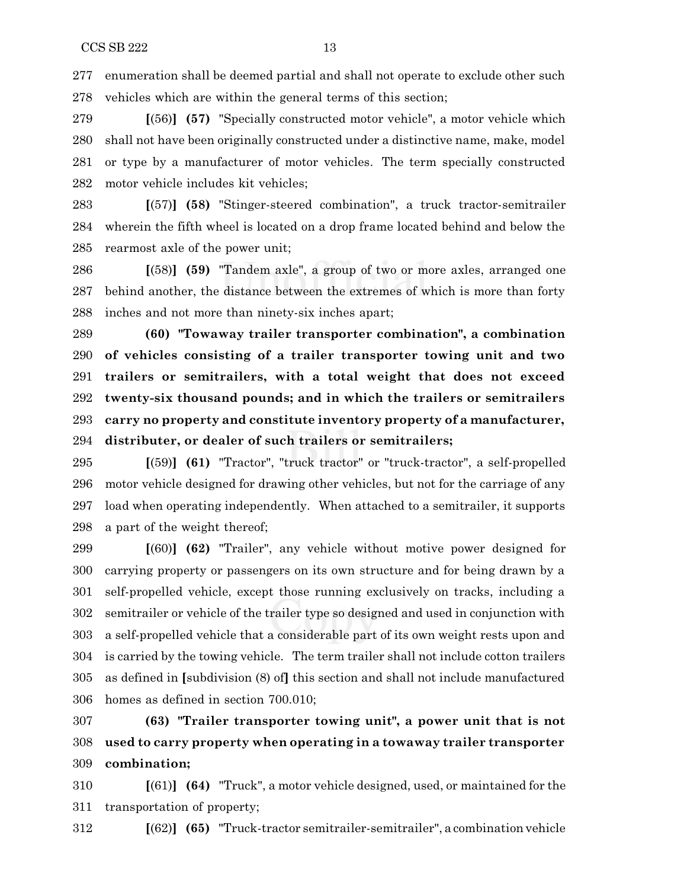277 enumeration shall be deemed partial and shall not operate to exclude other such
278 vehicles which are within the general terms of this section;

279 **[**(56)**]** **(57)** "Specially constructed motor vehicle", a motor vehicle which
280 shall not have been originally constructed under a distinctive name, make, model
281 or type by a manufacturer of motor vehicles. The term specially constructed
282 motor vehicle includes kit vehicles;

283 **[**(57)**]** **(58)** "Stinger-steered combination", a truck tractor-semitrailer
284 wherein the fifth wheel is located on a drop frame located behind and below the
285 rearmost axle of the power unit;

286 **[**(58)**]** **(59)** "Tandem axle", a group of two or more axles, arranged one
287 behind another, the distance between the extremes of which is more than forty
288 inches and not more than ninety-six inches apart;

289 **(60) "Towaway trailer transporter combination", a combination**
290 **of vehicles consisting of a trailer transporter towing unit and two**
291 **trailers or semitrailers, with a total weight that does not exceed**
292 **twenty-six thousand pounds; and in which the trailers or semitrailers**
293 **carry no property and constitute inventory property of a manufacturer,**
294 **distributer, or dealer of such trailers or semitrailers;**

295 **[**(59)**]** **(61)** "Tractor", "truck tractor" or "truck-tractor", a self-propelled
296 motor vehicle designed for drawing other vehicles, but not for the carriage of any
297 load when operating independently. When attached to a semitrailer, it supports
298 a part of the weight thereof;

299 **[**(60)**]** **(62)** "Trailer", any vehicle without motive power designed for
300 carrying property or passengers on its own structure and for being drawn by a
301 self-propelled vehicle, except those running exclusively on tracks, including a
302 semitrailer or vehicle of the trailer type so designed and used in conjunction with
303 a self-propelled vehicle that a considerable part of its own weight rests upon and
304 is carried by the towing vehicle. The term trailer shall not include cotton trailers
305 as defined in **[**subdivision (8) of**]** this section and shall not include manufactured
306 homes as defined in section 700.010;

307 **(63) "Trailer transporter towing unit", a power unit that is not**
308 **used to carry property when operating in a towaway trailer transporter**
309 **combination;**

310 **[**(61)**]** **(64)** "Truck", a motor vehicle designed, used, or maintained for the
311 transportation of property;

312 **[**(62)**]** **(65)** "Truck-tractor semitrailer-semitrailer", a combination vehicle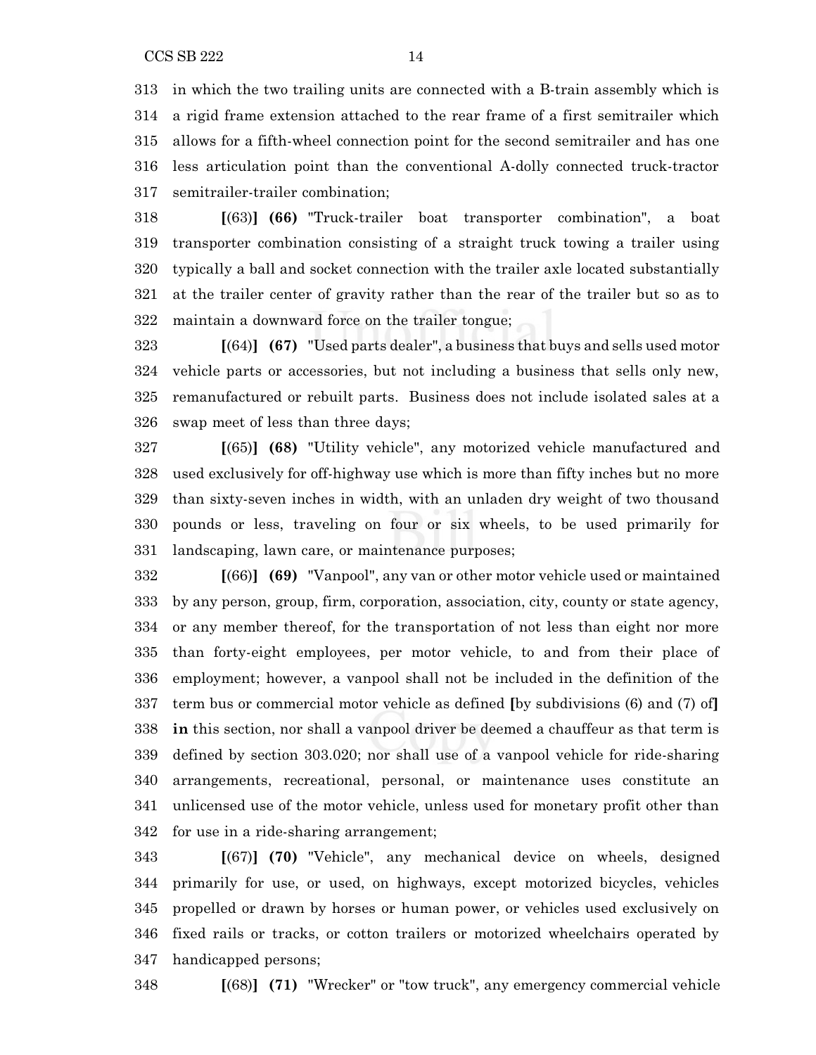in which the two trailing units are connected with a B-train assembly which is a rigid frame extension attached to the rear frame of a first semitrailer which allows for a fifth-wheel connection point for the second semitrailer and has one less articulation point than the conventional A-dolly connected truck-tractor semitrailer-trailer combination;

**[**(63)**]** **(66)** "Truck-trailer boat transporter combination", a boat transporter combination consisting of a straight truck towing a trailer using typically a ball and socket connection with the trailer axle located substantially at the trailer center of gravity rather than the rear of the trailer but so as to maintain a downward force on the trailer tongue;

**[**(64)**]** **(67)** "Used parts dealer", a business that buys and sells used motor vehicle parts or accessories, but not including a business that sells only new, remanufactured or rebuilt parts. Business does not include isolated sales at a swap meet of less than three days;

**[**(65)**]** **(68)** "Utility vehicle", any motorized vehicle manufactured and used exclusively for off-highway use which is more than fifty inches but no more than sixty-seven inches in width, with an unladen dry weight of two thousand pounds or less, traveling on four or six wheels, to be used primarily for landscaping, lawn care, or maintenance purposes;

**[**(66)**]** **(69)** "Vanpool", any van or other motor vehicle used or maintained by any person, group, firm, corporation, association, city, county or state agency, or any member thereof, for the transportation of not less than eight nor more than forty-eight employees, per motor vehicle, to and from their place of employment; however, a vanpool shall not be included in the definition of the term bus or commercial motor vehicle as defined **[**by subdivisions (6) and (7) of**]** **in** this section, nor shall a vanpool driver be deemed a chauffeur as that term is defined by section 303.020; nor shall use of a vanpool vehicle for ride-sharing arrangements, recreational, personal, or maintenance uses constitute an unlicensed use of the motor vehicle, unless used for monetary profit other than for use in a ride-sharing arrangement;

**[**(67)**]** **(70)** "Vehicle", any mechanical device on wheels, designed primarily for use, or used, on highways, except motorized bicycles, vehicles propelled or drawn by horses or human power, or vehicles used exclusively on fixed rails or tracks, or cotton trailers or motorized wheelchairs operated by handicapped persons;

**[**(68)**]** **(71)** "Wrecker" or "tow truck", any emergency commercial vehicle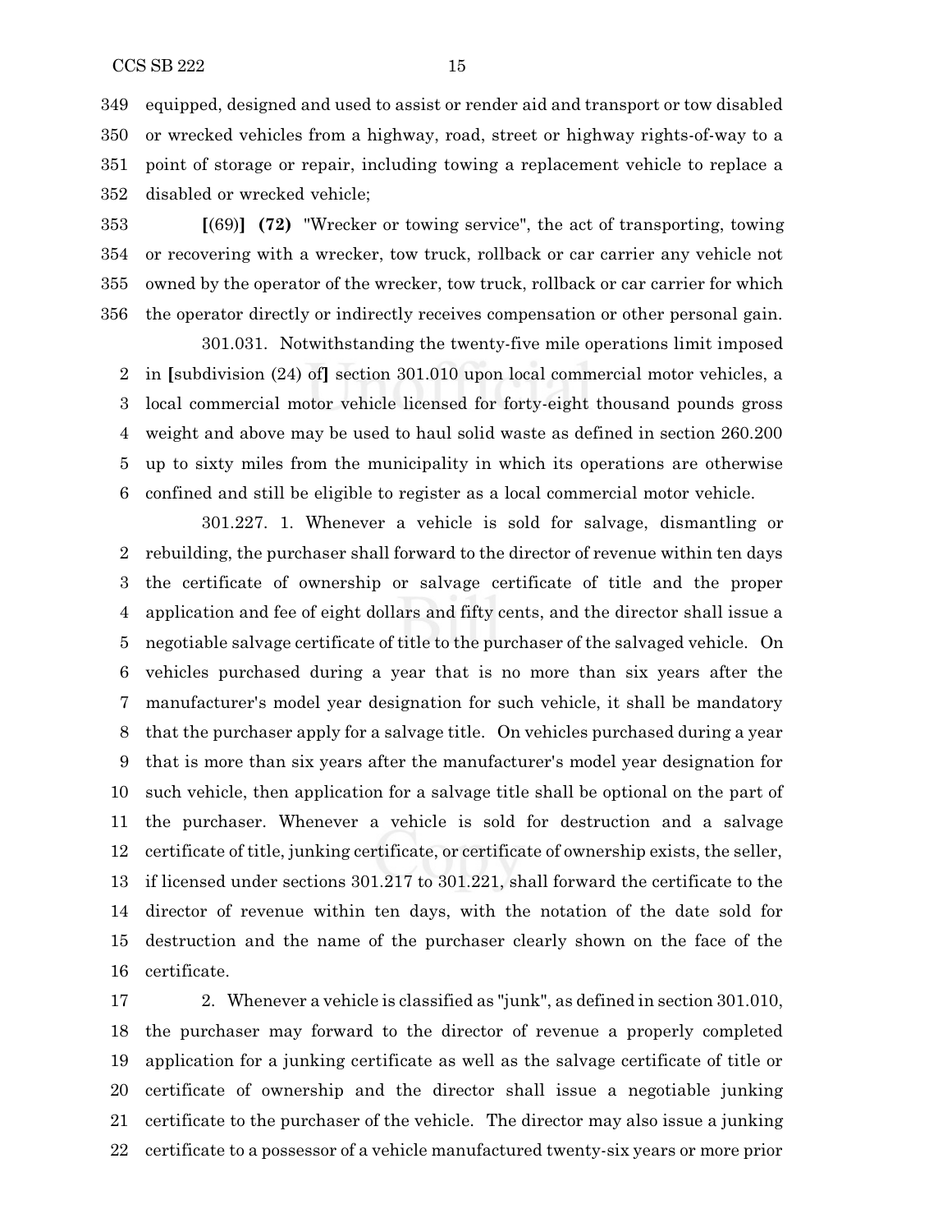equipped, designed and used to assist or render aid and transport or tow disabled or wrecked vehicles from a highway, road, street or highway rights-of-way to a point of storage or repair, including towing a replacement vehicle to replace a disabled or wrecked vehicle;

**[**(69)**]** **(72)** "Wrecker or towing service", the act of transporting, towing or recovering with a wrecker, tow truck, rollback or car carrier any vehicle not owned by the operator of the wrecker, tow truck, rollback or car carrier for which the operator directly or indirectly receives compensation or other personal gain.

301.031. Notwithstanding the twenty-five mile operations limit imposed in **[**subdivision (24) of**]** section 301.010 upon local commercial motor vehicles, a local commercial motor vehicle licensed for forty-eight thousand pounds gross weight and above may be used to haul solid waste as defined in section 260.200 up to sixty miles from the municipality in which its operations are otherwise confined and still be eligible to register as a local commercial motor vehicle.

301.227. 1. Whenever a vehicle is sold for salvage, dismantling or rebuilding, the purchaser shall forward to the director of revenue within ten days the certificate of ownership or salvage certificate of title and the proper application and fee of eight dollars and fifty cents, and the director shall issue a negotiable salvage certificate of title to the purchaser of the salvaged vehicle. On vehicles purchased during a year that is no more than six years after the manufacturer's model year designation for such vehicle, it shall be mandatory that the purchaser apply for a salvage title. On vehicles purchased during a year that is more than six years after the manufacturer's model year designation for such vehicle, then application for a salvage title shall be optional on the part of the purchaser. Whenever a vehicle is sold for destruction and a salvage certificate of title, junking certificate, or certificate of ownership exists, the seller, if licensed under sections 301.217 to 301.221, shall forward the certificate to the director of revenue within ten days, with the notation of the date sold for destruction and the name of the purchaser clearly shown on the face of the certificate.

2. Whenever a vehicle is classified as "junk", as defined in section 301.010, the purchaser may forward to the director of revenue a properly completed application for a junking certificate as well as the salvage certificate of title or certificate of ownership and the director shall issue a negotiable junking certificate to the purchaser of the vehicle. The director may also issue a junking certificate to a possessor of a vehicle manufactured twenty-six years or more prior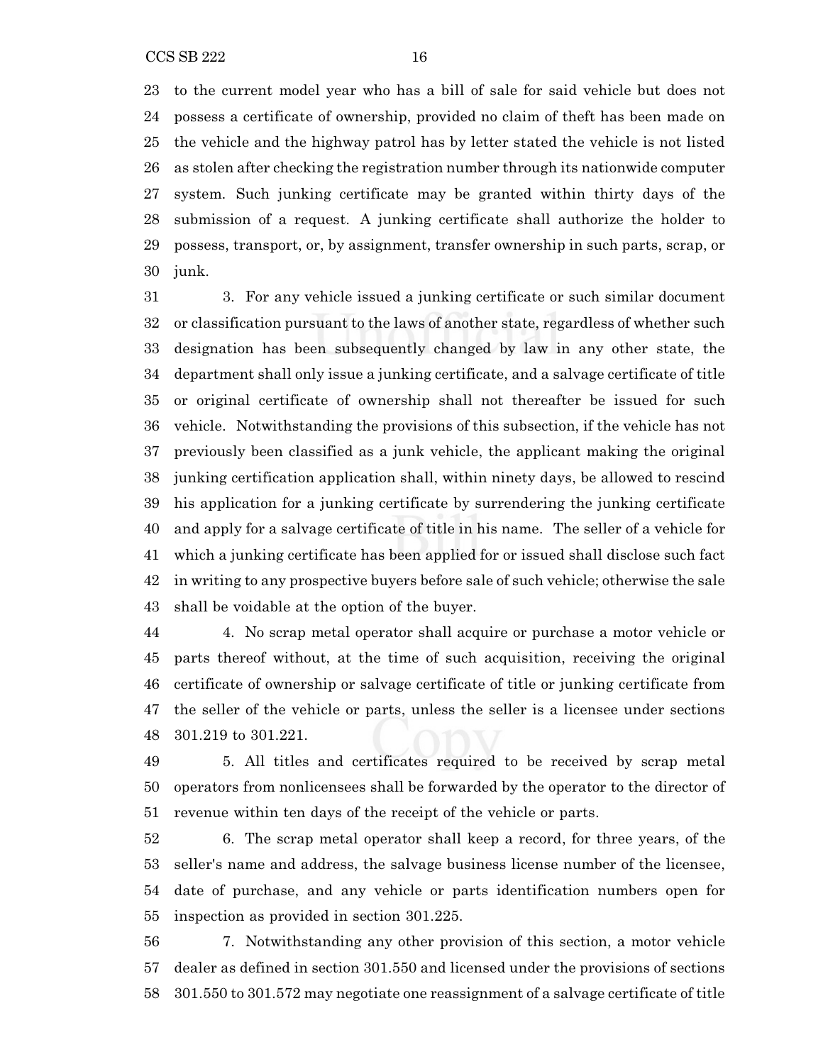to the current model year who has a bill of sale for said vehicle but does not possess a certificate of ownership, provided no claim of theft has been made on the vehicle and the highway patrol has by letter stated the vehicle is not listed as stolen after checking the registration number through its nationwide computer system. Such junking certificate may be granted within thirty days of the submission of a request. A junking certificate shall authorize the holder to possess, transport, or, by assignment, transfer ownership in such parts, scrap, or junk.

3. For any vehicle issued a junking certificate or such similar document or classification pursuant to the laws of another state, regardless of whether such designation has been subsequently changed by law in any other state, the department shall only issue a junking certificate, and a salvage certificate of title or original certificate of ownership shall not thereafter be issued for such vehicle. Notwithstanding the provisions of this subsection, if the vehicle has not previously been classified as a junk vehicle, the applicant making the original junking certification application shall, within ninety days, be allowed to rescind his application for a junking certificate by surrendering the junking certificate and apply for a salvage certificate of title in his name. The seller of a vehicle for which a junking certificate has been applied for or issued shall disclose such fact in writing to any prospective buyers before sale of such vehicle; otherwise the sale shall be voidable at the option of the buyer.

4. No scrap metal operator shall acquire or purchase a motor vehicle or parts thereof without, at the time of such acquisition, receiving the original certificate of ownership or salvage certificate of title or junking certificate from the seller of the vehicle or parts, unless the seller is a licensee under sections 301.219 to 301.221.

5. All titles and certificates required to be received by scrap metal operators from nonlicensees shall be forwarded by the operator to the director of revenue within ten days of the receipt of the vehicle or parts.

6. The scrap metal operator shall keep a record, for three years, of the seller's name and address, the salvage business license number of the licensee, date of purchase, and any vehicle or parts identification numbers open for inspection as provided in section 301.225.

7. Notwithstanding any other provision of this section, a motor vehicle dealer as defined in section 301.550 and licensed under the provisions of sections 301.550 to 301.572 may negotiate one reassignment of a salvage certificate of title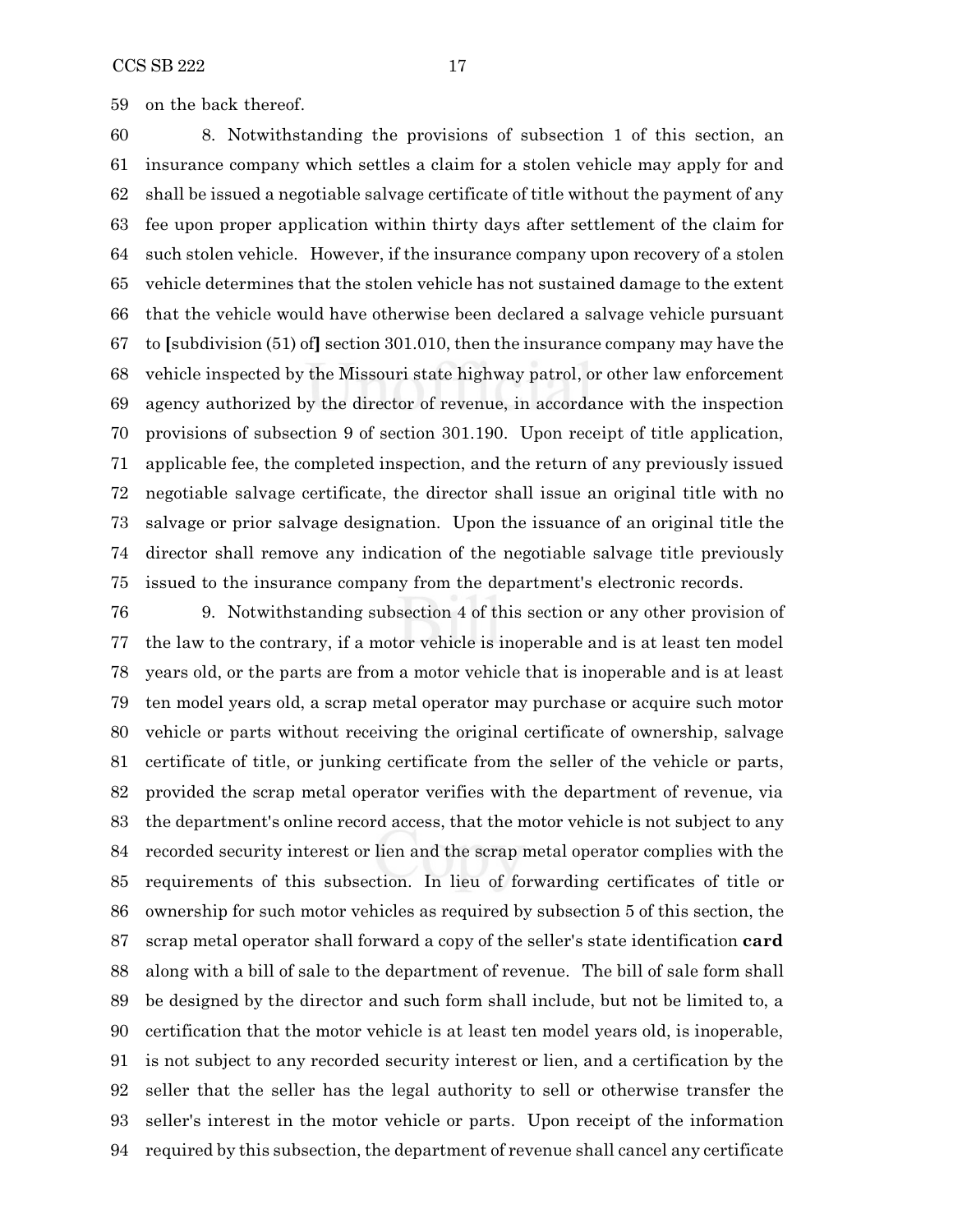on the back thereof.

8. Notwithstanding the provisions of subsection 1 of this section, an insurance company which settles a claim for a stolen vehicle may apply for and shall be issued a negotiable salvage certificate of title without the payment of any fee upon proper application within thirty days after settlement of the claim for such stolen vehicle. However, if the insurance company upon recovery of a stolen vehicle determines that the stolen vehicle has not sustained damage to the extent that the vehicle would have otherwise been declared a salvage vehicle pursuant to **[**subdivision (51) of**]** section 301.010, then the insurance company may have the vehicle inspected by the Missouri state highway patrol, or other law enforcement agency authorized by the director of revenue, in accordance with the inspection provisions of subsection 9 of section 301.190. Upon receipt of title application, applicable fee, the completed inspection, and the return of any previously issued negotiable salvage certificate, the director shall issue an original title with no salvage or prior salvage designation. Upon the issuance of an original title the director shall remove any indication of the negotiable salvage title previously issued to the insurance company from the department's electronic records.

9. Notwithstanding subsection 4 of this section or any other provision of the law to the contrary, if a motor vehicle is inoperable and is at least ten model years old, or the parts are from a motor vehicle that is inoperable and is at least ten model years old, a scrap metal operator may purchase or acquire such motor vehicle or parts without receiving the original certificate of ownership, salvage certificate of title, or junking certificate from the seller of the vehicle or parts, provided the scrap metal operator verifies with the department of revenue, via the department's online record access, that the motor vehicle is not subject to any recorded security interest or lien and the scrap metal operator complies with the requirements of this subsection. In lieu of forwarding certificates of title or ownership for such motor vehicles as required by subsection 5 of this section, the scrap metal operator shall forward a copy of the seller's state identification **card** along with a bill of sale to the department of revenue. The bill of sale form shall be designed by the director and such form shall include, but not be limited to, a certification that the motor vehicle is at least ten model years old, is inoperable, is not subject to any recorded security interest or lien, and a certification by the seller that the seller has the legal authority to sell or otherwise transfer the seller's interest in the motor vehicle or parts. Upon receipt of the information required by this subsection, the department of revenue shall cancel any certificate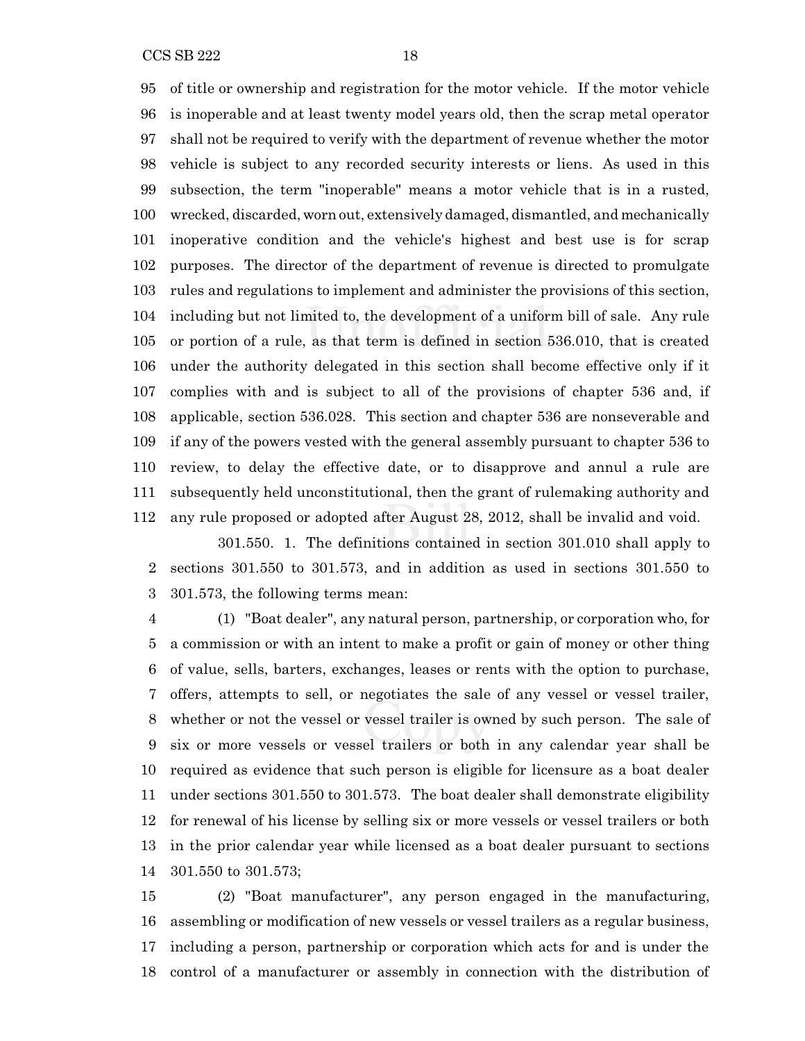of title or ownership and registration for the motor vehicle. If the motor vehicle is inoperable and at least twenty model years old, then the scrap metal operator shall not be required to verify with the department of revenue whether the motor vehicle is subject to any recorded security interests or liens. As used in this subsection, the term "inoperable" means a motor vehicle that is in a rusted, wrecked, discarded, worn out, extensively damaged, dismantled, and mechanically inoperative condition and the vehicle's highest and best use is for scrap purposes. The director of the department of revenue is directed to promulgate rules and regulations to implement and administer the provisions of this section, including but not limited to, the development of a uniform bill of sale. Any rule or portion of a rule, as that term is defined in section 536.010, that is created under the authority delegated in this section shall become effective only if it complies with and is subject to all of the provisions of chapter 536 and, if applicable, section 536.028. This section and chapter 536 are nonseverable and if any of the powers vested with the general assembly pursuant to chapter 536 to review, to delay the effective date, or to disapprove and annul a rule are subsequently held unconstitutional, then the grant of rulemaking authority and any rule proposed or adopted after August 28, 2012, shall be invalid and void.

301.550. 1. The definitions contained in section 301.010 shall apply to sections 301.550 to 301.573, and in addition as used in sections 301.550 to 301.573, the following terms mean:

(1) "Boat dealer", any natural person, partnership, or corporation who, for a commission or with an intent to make a profit or gain of money or other thing of value, sells, barters, exchanges, leases or rents with the option to purchase, offers, attempts to sell, or negotiates the sale of any vessel or vessel trailer, whether or not the vessel or vessel trailer is owned by such person. The sale of six or more vessels or vessel trailers or both in any calendar year shall be required as evidence that such person is eligible for licensure as a boat dealer under sections 301.550 to 301.573. The boat dealer shall demonstrate eligibility for renewal of his license by selling six or more vessels or vessel trailers or both in the prior calendar year while licensed as a boat dealer pursuant to sections 301.550 to 301.573;

(2) "Boat manufacturer", any person engaged in the manufacturing, assembling or modification of new vessels or vessel trailers as a regular business, including a person, partnership or corporation which acts for and is under the control of a manufacturer or assembly in connection with the distribution of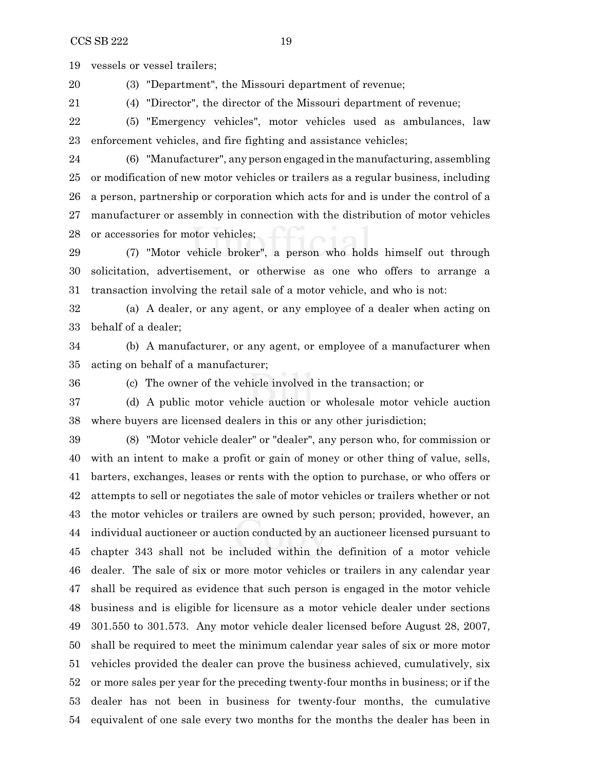vessels or vessel trailers;

(3) "Department", the Missouri department of revenue;

(4) "Director", the director of the Missouri department of revenue;

(5) "Emergency vehicles", motor vehicles used as ambulances, law enforcement vehicles, and fire fighting and assistance vehicles;

(6) "Manufacturer", any person engaged in the manufacturing, assembling or modification of new motor vehicles or trailers as a regular business, including a person, partnership or corporation which acts for and is under the control of a manufacturer or assembly in connection with the distribution of motor vehicles or accessories for motor vehicles;

(7) "Motor vehicle broker", a person who holds himself out through solicitation, advertisement, or otherwise as one who offers to arrange a transaction involving the retail sale of a motor vehicle, and who is not:

(a) A dealer, or any agent, or any employee of a dealer when acting on behalf of a dealer;

(b) A manufacturer, or any agent, or employee of a manufacturer when acting on behalf of a manufacturer;

(c) The owner of the vehicle involved in the transaction; or

(d) A public motor vehicle auction or wholesale motor vehicle auction where buyers are licensed dealers in this or any other jurisdiction;

(8) "Motor vehicle dealer" or "dealer", any person who, for commission or with an intent to make a profit or gain of money or other thing of value, sells, barters, exchanges, leases or rents with the option to purchase, or who offers or attempts to sell or negotiates the sale of motor vehicles or trailers whether or not the motor vehicles or trailers are owned by such person; provided, however, an individual auctioneer or auction conducted by an auctioneer licensed pursuant to chapter 343 shall not be included within the definition of a motor vehicle dealer. The sale of six or more motor vehicles or trailers in any calendar year shall be required as evidence that such person is engaged in the motor vehicle business and is eligible for licensure as a motor vehicle dealer under sections 301.550 to 301.573. Any motor vehicle dealer licensed before August 28, 2007, shall be required to meet the minimum calendar year sales of six or more motor vehicles provided the dealer can prove the business achieved, cumulatively, six or more sales per year for the preceding twenty-four months in business; or if the dealer has not been in business for twenty-four months, the cumulative equivalent of one sale every two months for the months the dealer has been in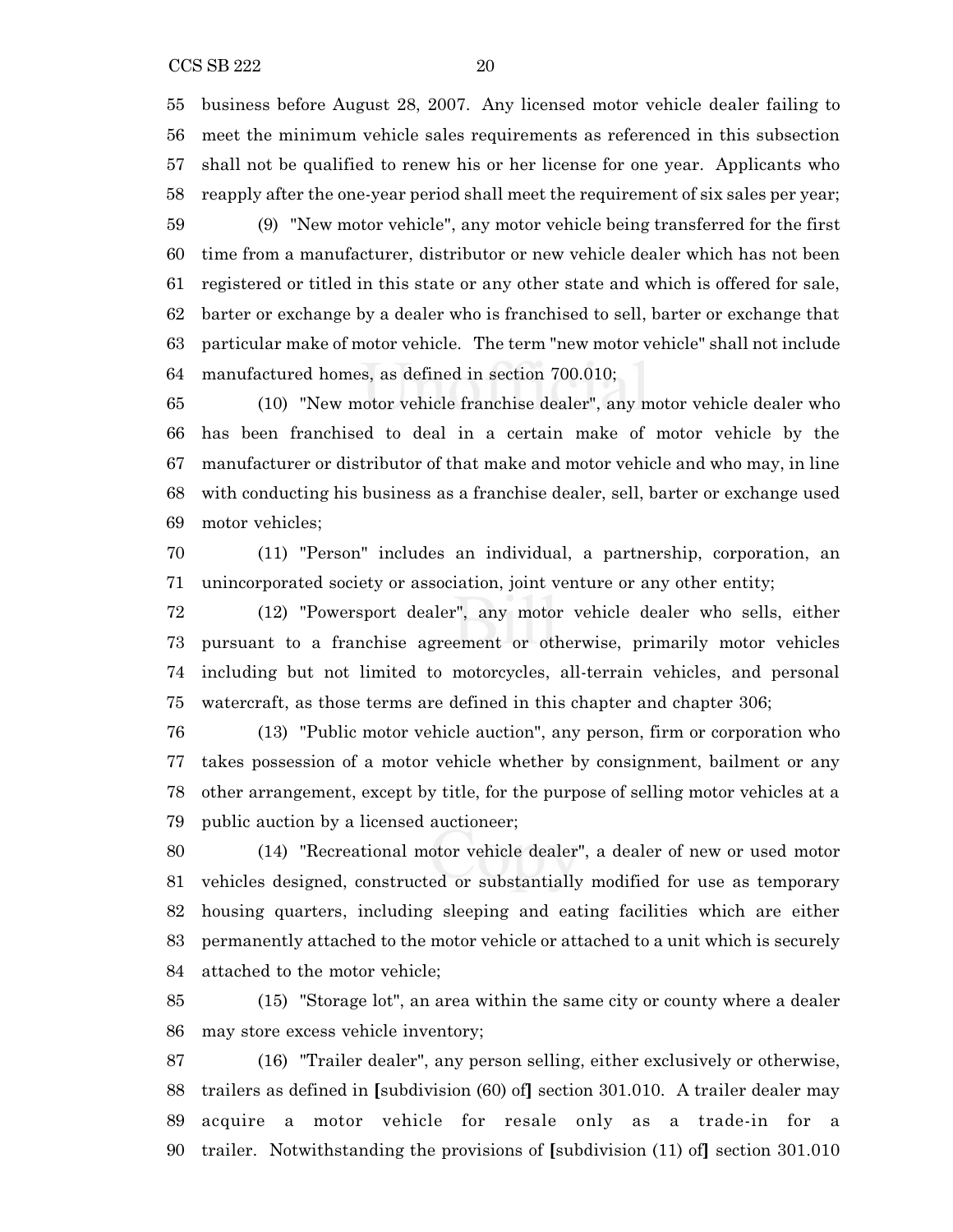business before August 28, 2007. Any licensed motor vehicle dealer failing to meet the minimum vehicle sales requirements as referenced in this subsection shall not be qualified to renew his or her license for one year. Applicants who reapply after the one-year period shall meet the requirement of six sales per year;

(9) "New motor vehicle", any motor vehicle being transferred for the first time from a manufacturer, distributor or new vehicle dealer which has not been registered or titled in this state or any other state and which is offered for sale, barter or exchange by a dealer who is franchised to sell, barter or exchange that particular make of motor vehicle. The term "new motor vehicle" shall not include manufactured homes, as defined in section 700.010;

(10) "New motor vehicle franchise dealer", any motor vehicle dealer who has been franchised to deal in a certain make of motor vehicle by the manufacturer or distributor of that make and motor vehicle and who may, in line with conducting his business as a franchise dealer, sell, barter or exchange used motor vehicles;

(11) "Person" includes an individual, a partnership, corporation, an unincorporated society or association, joint venture or any other entity;

(12) "Powersport dealer", any motor vehicle dealer who sells, either pursuant to a franchise agreement or otherwise, primarily motor vehicles including but not limited to motorcycles, all-terrain vehicles, and personal watercraft, as those terms are defined in this chapter and chapter 306;

(13) "Public motor vehicle auction", any person, firm or corporation who takes possession of a motor vehicle whether by consignment, bailment or any other arrangement, except by title, for the purpose of selling motor vehicles at a public auction by a licensed auctioneer;

(14) "Recreational motor vehicle dealer", a dealer of new or used motor vehicles designed, constructed or substantially modified for use as temporary housing quarters, including sleeping and eating facilities which are either permanently attached to the motor vehicle or attached to a unit which is securely attached to the motor vehicle;

(15) "Storage lot", an area within the same city or county where a dealer may store excess vehicle inventory;

(16) "Trailer dealer", any person selling, either exclusively or otherwise, trailers as defined in **[**subdivision (60) of**]** section 301.010. A trailer dealer may acquire a motor vehicle for resale only as a trade-in for a trailer. Notwithstanding the provisions of **[**subdivision (11) of**]** section 301.010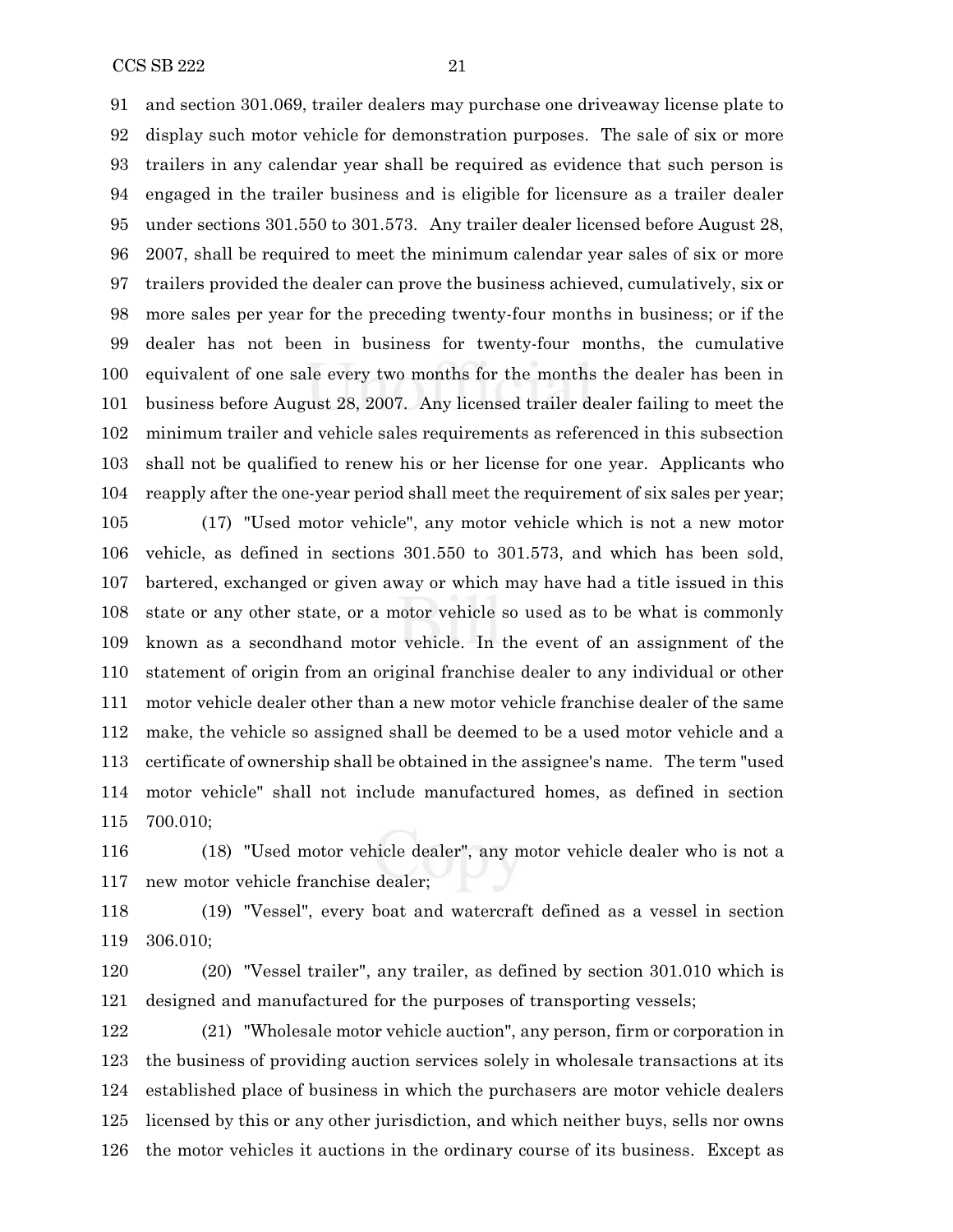and section 301.069, trailer dealers may purchase one driveaway license plate to display such motor vehicle for demonstration purposes. The sale of six or more trailers in any calendar year shall be required as evidence that such person is engaged in the trailer business and is eligible for licensure as a trailer dealer under sections 301.550 to 301.573. Any trailer dealer licensed before August 28, 2007, shall be required to meet the minimum calendar year sales of six or more trailers provided the dealer can prove the business achieved, cumulatively, six or more sales per year for the preceding twenty-four months in business; or if the dealer has not been in business for twenty-four months, the cumulative equivalent of one sale every two months for the months the dealer has been in business before August 28, 2007. Any licensed trailer dealer failing to meet the minimum trailer and vehicle sales requirements as referenced in this subsection shall not be qualified to renew his or her license for one year. Applicants who reapply after the one-year period shall meet the requirement of six sales per year;

(17) "Used motor vehicle", any motor vehicle which is not a new motor vehicle, as defined in sections 301.550 to 301.573, and which has been sold, bartered, exchanged or given away or which may have had a title issued in this state or any other state, or a motor vehicle so used as to be what is commonly known as a secondhand motor vehicle. In the event of an assignment of the statement of origin from an original franchise dealer to any individual or other motor vehicle dealer other than a new motor vehicle franchise dealer of the same make, the vehicle so assigned shall be deemed to be a used motor vehicle and a certificate of ownership shall be obtained in the assignee's name. The term "used motor vehicle" shall not include manufactured homes, as defined in section 700.010;

(18) "Used motor vehicle dealer", any motor vehicle dealer who is not a new motor vehicle franchise dealer;

(19) "Vessel", every boat and watercraft defined as a vessel in section 306.010;

(20) "Vessel trailer", any trailer, as defined by section 301.010 which is designed and manufactured for the purposes of transporting vessels;

(21) "Wholesale motor vehicle auction", any person, firm or corporation in the business of providing auction services solely in wholesale transactions at its established place of business in which the purchasers are motor vehicle dealers licensed by this or any other jurisdiction, and which neither buys, sells nor owns the motor vehicles it auctions in the ordinary course of its business. Except as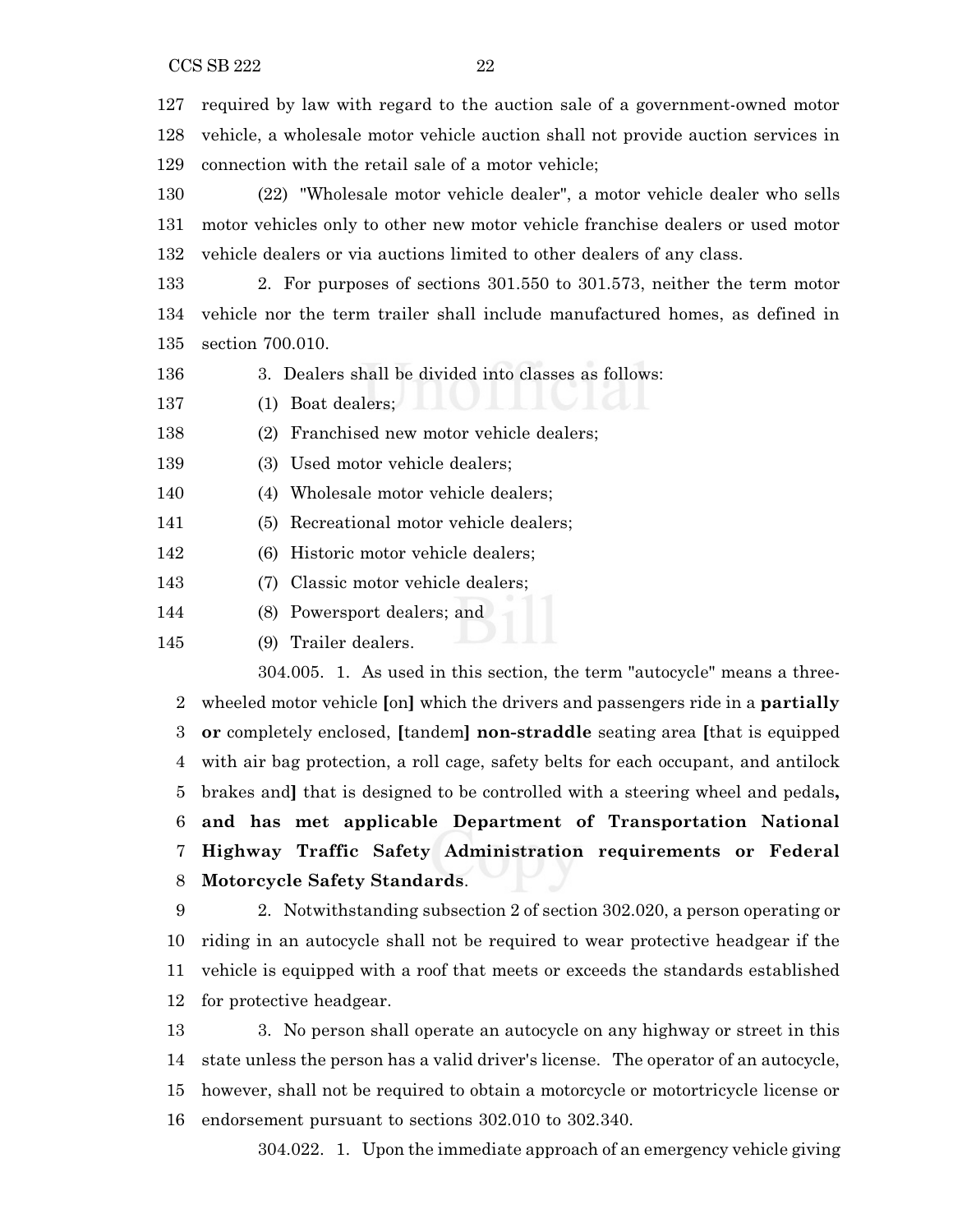required by law with regard to the auction sale of a government-owned motor vehicle, a wholesale motor vehicle auction shall not provide auction services in connection with the retail sale of a motor vehicle;

(22) "Wholesale motor vehicle dealer", a motor vehicle dealer who sells motor vehicles only to other new motor vehicle franchise dealers or used motor vehicle dealers or via auctions limited to other dealers of any class.

2. For purposes of sections 301.550 to 301.573, neither the term motor vehicle nor the term trailer shall include manufactured homes, as defined in section 700.010.

3. Dealers shall be divided into classes as follows:

(1) Boat dealers;

(2) Franchised new motor vehicle dealers;

(3) Used motor vehicle dealers;

(4) Wholesale motor vehicle dealers;

(5) Recreational motor vehicle dealers;

(6) Historic motor vehicle dealers;

(7) Classic motor vehicle dealers;

(8) Powersport dealers; and

(9) Trailer dealers.

304.005. 1. As used in this section, the term "autocycle" means a three-wheeled motor vehicle [on] which the drivers and passengers ride in a **partially or** completely enclosed, [tandem] **non-straddle** seating area [that is equipped with air bag protection, a roll cage, safety belts for each occupant, and antilock brakes and] that is designed to be controlled with a steering wheel and pedals**, and has met applicable Department of Transportation National Highway Traffic Safety Administration requirements or Federal Motorcycle Safety Standards**.

2. Notwithstanding subsection 2 of section 302.020, a person operating or riding in an autocycle shall not be required to wear protective headgear if the vehicle is equipped with a roof that meets or exceeds the standards established for protective headgear.

3. No person shall operate an autocycle on any highway or street in this state unless the person has a valid driver's license. The operator of an autocycle, however, shall not be required to obtain a motorcycle or motortricycle license or endorsement pursuant to sections 302.010 to 302.340.

304.022. 1. Upon the immediate approach of an emergency vehicle giving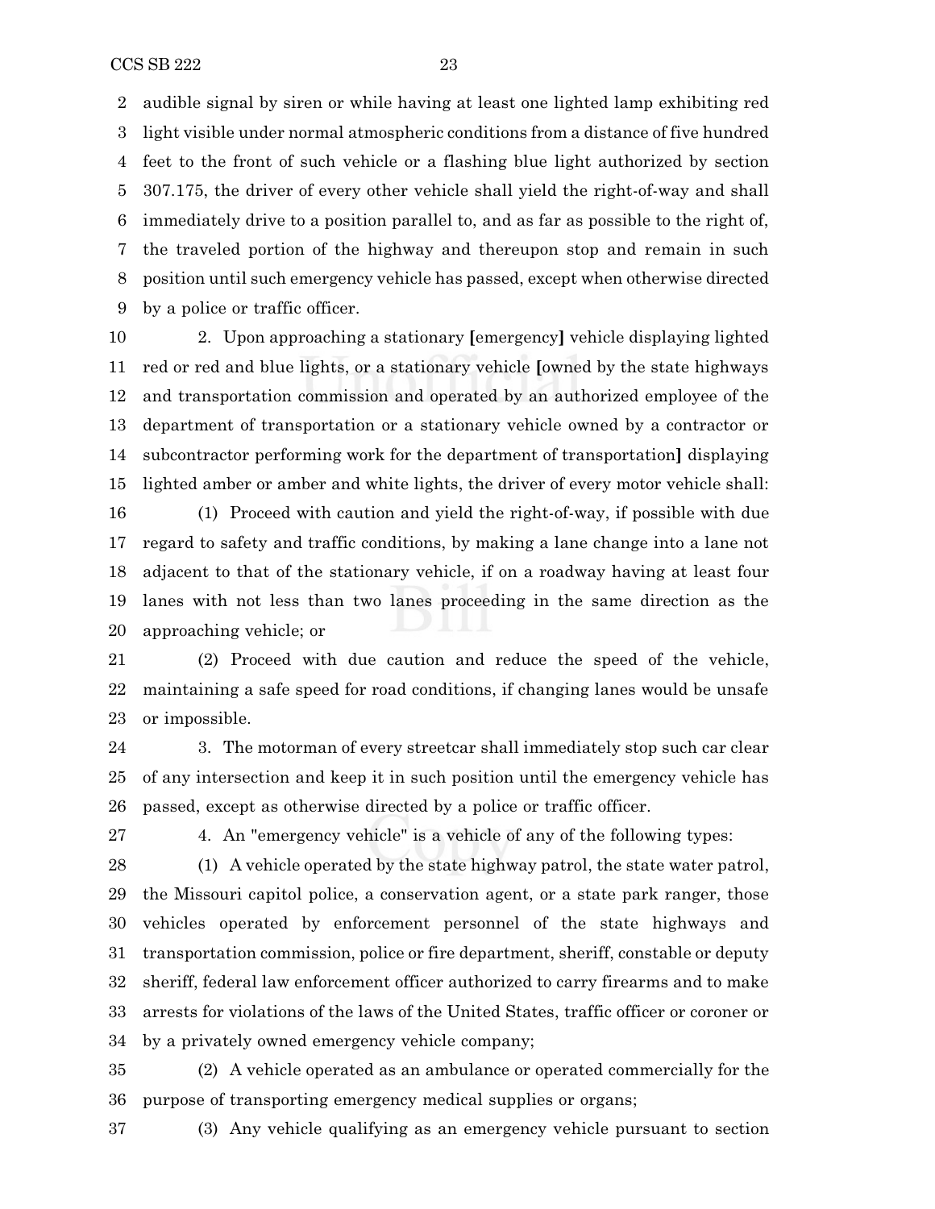audible signal by siren or while having at least one lighted lamp exhibiting red light visible under normal atmospheric conditions from a distance of five hundred feet to the front of such vehicle or a flashing blue light authorized by section 307.175, the driver of every other vehicle shall yield the right-of-way and shall immediately drive to a position parallel to, and as far as possible to the right of, the traveled portion of the highway and thereupon stop and remain in such position until such emergency vehicle has passed, except when otherwise directed by a police or traffic officer.

2. Upon approaching a stationary [emergency] vehicle displaying lighted red or red and blue lights, or a stationary vehicle [owned by the state highways and transportation commission and operated by an authorized employee of the department of transportation or a stationary vehicle owned by a contractor or subcontractor performing work for the department of transportation] displaying lighted amber or amber and white lights, the driver of every motor vehicle shall:

(1) Proceed with caution and yield the right-of-way, if possible with due regard to safety and traffic conditions, by making a lane change into a lane not adjacent to that of the stationary vehicle, if on a roadway having at least four lanes with not less than two lanes proceeding in the same direction as the approaching vehicle; or

(2) Proceed with due caution and reduce the speed of the vehicle, maintaining a safe speed for road conditions, if changing lanes would be unsafe or impossible.

3. The motorman of every streetcar shall immediately stop such car clear of any intersection and keep it in such position until the emergency vehicle has passed, except as otherwise directed by a police or traffic officer.

4. An "emergency vehicle" is a vehicle of any of the following types:

(1) A vehicle operated by the state highway patrol, the state water patrol, the Missouri capitol police, a conservation agent, or a state park ranger, those vehicles operated by enforcement personnel of the state highways and transportation commission, police or fire department, sheriff, constable or deputy sheriff, federal law enforcement officer authorized to carry firearms and to make arrests for violations of the laws of the United States, traffic officer or coroner or by a privately owned emergency vehicle company;

(2) A vehicle operated as an ambulance or operated commercially for the purpose of transporting emergency medical supplies or organs;

(3) Any vehicle qualifying as an emergency vehicle pursuant to section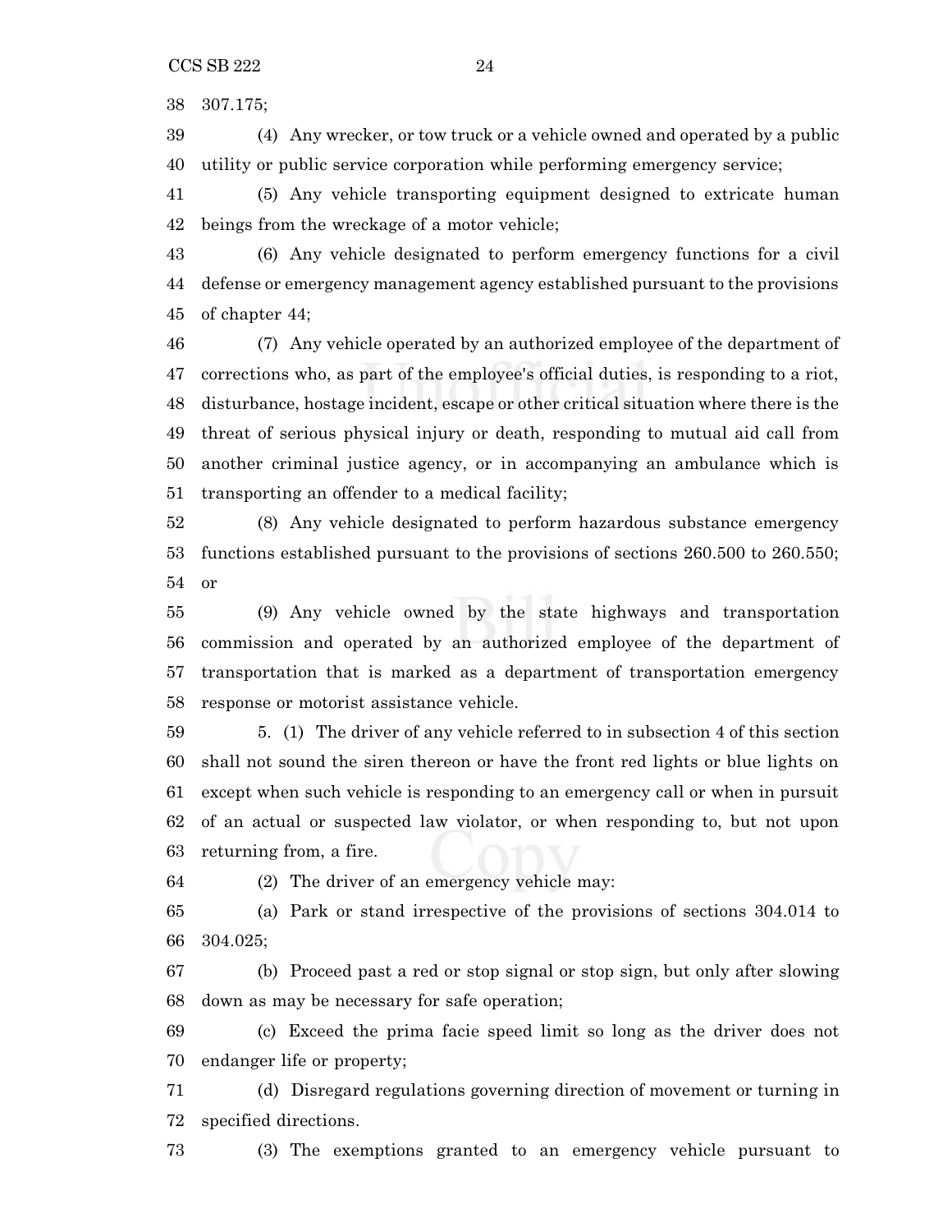307.175;

(4) Any wrecker, or tow truck or a vehicle owned and operated by a public utility or public service corporation while performing emergency service;

(5) Any vehicle transporting equipment designed to extricate human beings from the wreckage of a motor vehicle;

(6) Any vehicle designated to perform emergency functions for a civil defense or emergency management agency established pursuant to the provisions of chapter 44;

(7) Any vehicle operated by an authorized employee of the department of corrections who, as part of the employee's official duties, is responding to a riot, disturbance, hostage incident, escape or other critical situation where there is the threat of serious physical injury or death, responding to mutual aid call from another criminal justice agency, or in accompanying an ambulance which is transporting an offender to a medical facility;

(8) Any vehicle designated to perform hazardous substance emergency functions established pursuant to the provisions of sections 260.500 to 260.550; or

(9) Any vehicle owned by the state highways and transportation commission and operated by an authorized employee of the department of transportation that is marked as a department of transportation emergency response or motorist assistance vehicle.

5. (1) The driver of any vehicle referred to in subsection 4 of this section shall not sound the siren thereon or have the front red lights or blue lights on except when such vehicle is responding to an emergency call or when in pursuit of an actual or suspected law violator, or when responding to, but not upon returning from, a fire.

(2) The driver of an emergency vehicle may:

(a) Park or stand irrespective of the provisions of sections 304.014 to 304.025;

(b) Proceed past a red or stop signal or stop sign, but only after slowing down as may be necessary for safe operation;

(c) Exceed the prima facie speed limit so long as the driver does not endanger life or property;

(d) Disregard regulations governing direction of movement or turning in specified directions.

(3) The exemptions granted to an emergency vehicle pursuant to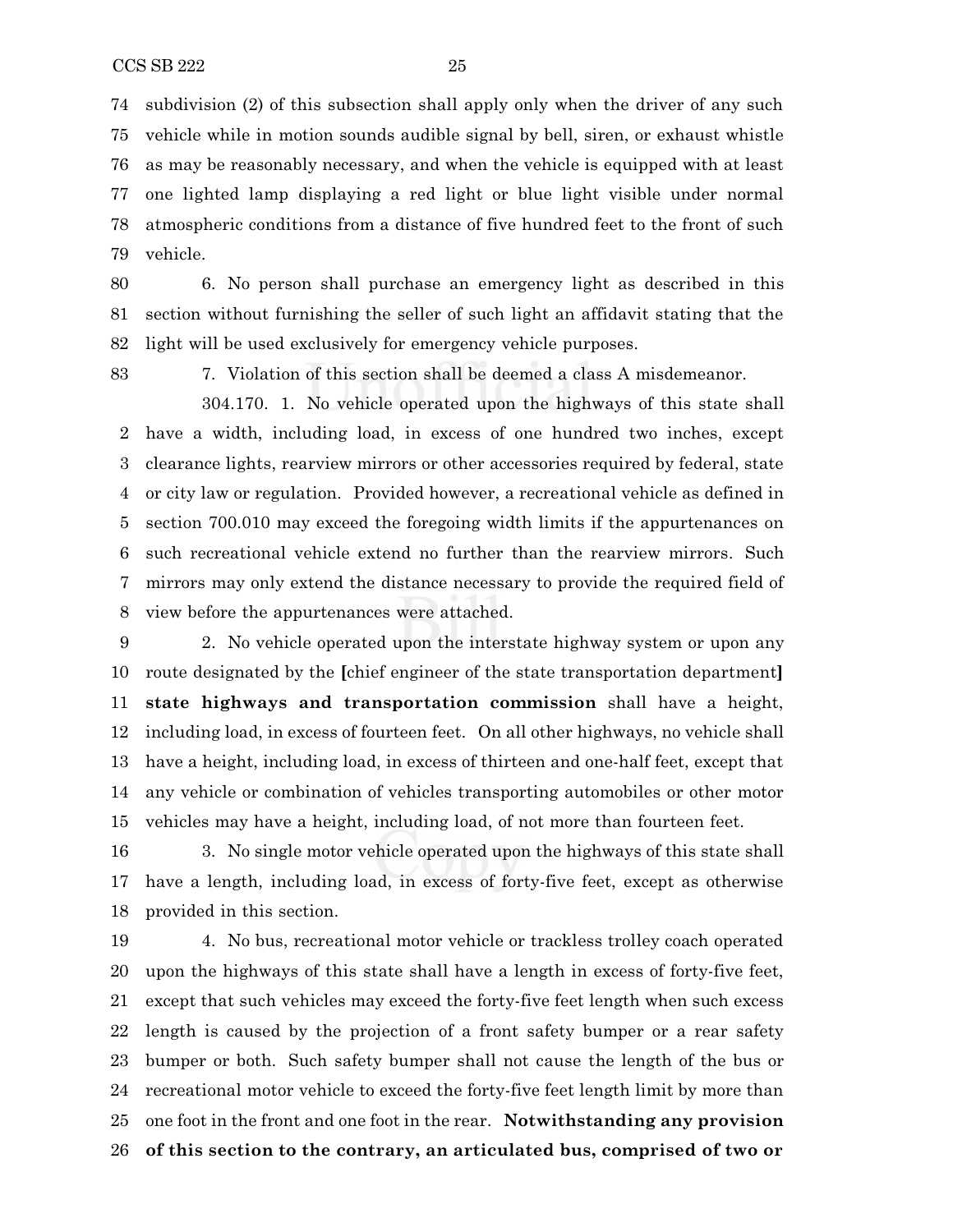subdivision (2) of this subsection shall apply only when the driver of any such vehicle while in motion sounds audible signal by bell, siren, or exhaust whistle as may be reasonably necessary, and when the vehicle is equipped with at least one lighted lamp displaying a red light or blue light visible under normal atmospheric conditions from a distance of five hundred feet to the front of such vehicle.

6. No person shall purchase an emergency light as described in this section without furnishing the seller of such light an affidavit stating that the light will be used exclusively for emergency vehicle purposes.

7. Violation of this section shall be deemed a class A misdemeanor.

304.170. 1. No vehicle operated upon the highways of this state shall have a width, including load, in excess of one hundred two inches, except clearance lights, rearview mirrors or other accessories required by federal, state or city law or regulation. Provided however, a recreational vehicle as defined in section 700.010 may exceed the foregoing width limits if the appurtenances on such recreational vehicle extend no further than the rearview mirrors. Such mirrors may only extend the distance necessary to provide the required field of view before the appurtenances were attached.

2. No vehicle operated upon the interstate highway system or upon any route designated by the [chief engineer of the state transportation department] **state highways and transportation commission** shall have a height, including load, in excess of fourteen feet. On all other highways, no vehicle shall have a height, including load, in excess of thirteen and one-half feet, except that any vehicle or combination of vehicles transporting automobiles or other motor vehicles may have a height, including load, of not more than fourteen feet.

3. No single motor vehicle operated upon the highways of this state shall have a length, including load, in excess of forty-five feet, except as otherwise provided in this section.

4. No bus, recreational motor vehicle or trackless trolley coach operated upon the highways of this state shall have a length in excess of forty-five feet, except that such vehicles may exceed the forty-five feet length when such excess length is caused by the projection of a front safety bumper or a rear safety bumper or both. Such safety bumper shall not cause the length of the bus or recreational motor vehicle to exceed the forty-five feet length limit by more than one foot in the front and one foot in the rear. **Notwithstanding any provision of this section to the contrary, an articulated bus, comprised of two or**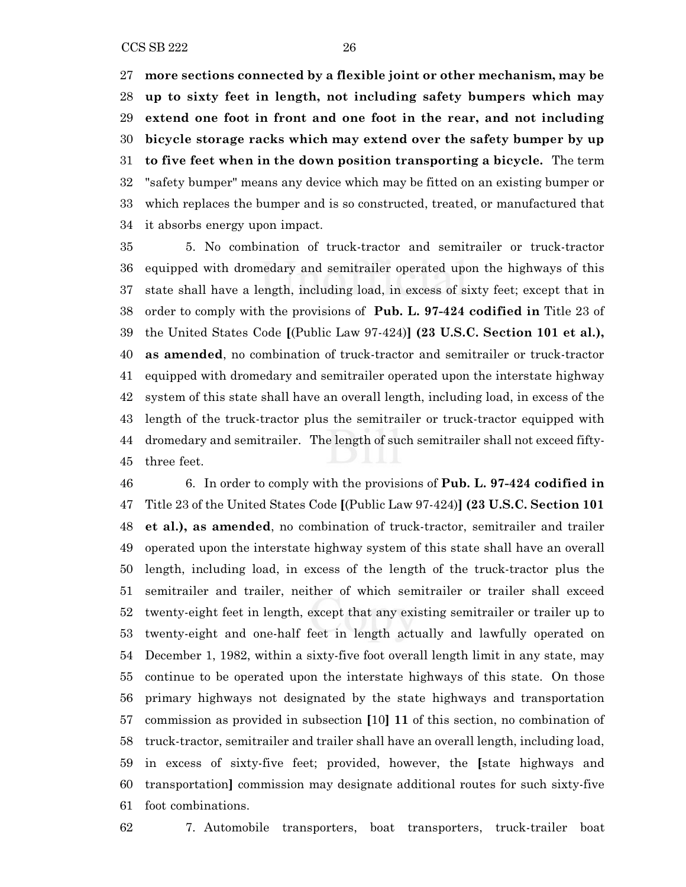**more sections connected by a flexible joint or other mechanism, may be up to sixty feet in length, not including safety bumpers which may extend one foot in front and one foot in the rear, and not including bicycle storage racks which may extend over the safety bumper by up to five feet when in the down position transporting a bicycle.** The term "safety bumper" means any device which may be fitted on an existing bumper or which replaces the bumper and is so constructed, treated, or manufactured that it absorbs energy upon impact.

5. No combination of truck-tractor and semitrailer or truck-tractor equipped with dromedary and semitrailer operated upon the highways of this state shall have a length, including load, in excess of sixty feet; except that in order to comply with the provisions of **Pub. L. 97-424 codified in** Title 23 of the United States Code **[**(Public Law 97-424)**] (23 U.S.C. Section 101 et al.), as amended**, no combination of truck-tractor and semitrailer or truck-tractor equipped with dromedary and semitrailer operated upon the interstate highway system of this state shall have an overall length, including load, in excess of the length of the truck-tractor plus the semitrailer or truck-tractor equipped with dromedary and semitrailer. The length of such semitrailer shall not exceed fifty-three feet.

6. In order to comply with the provisions of **Pub. L. 97-424 codified in** Title 23 of the United States Code **[**(Public Law 97-424)**] (23 U.S.C. Section 101 et al.), as amended**, no combination of truck-tractor, semitrailer and trailer operated upon the interstate highway system of this state shall have an overall length, including load, in excess of the length of the truck-tractor plus the semitrailer and trailer, neither of which semitrailer or trailer shall exceed twenty-eight feet in length, except that any existing semitrailer or trailer up to twenty-eight and one-half feet in length actually and lawfully operated on December 1, 1982, within a sixty-five foot overall length limit in any state, may continue to be operated upon the interstate highways of this state. On those primary highways not designated by the state highways and transportation commission as provided in subsection **[**10**] 11** of this section, no combination of truck-tractor, semitrailer and trailer shall have an overall length, including load, in excess of sixty-five feet; provided, however, the **[**state highways and transportation**]** commission may designate additional routes for such sixty-five foot combinations.

7. Automobile transporters, boat transporters, truck-trailer boat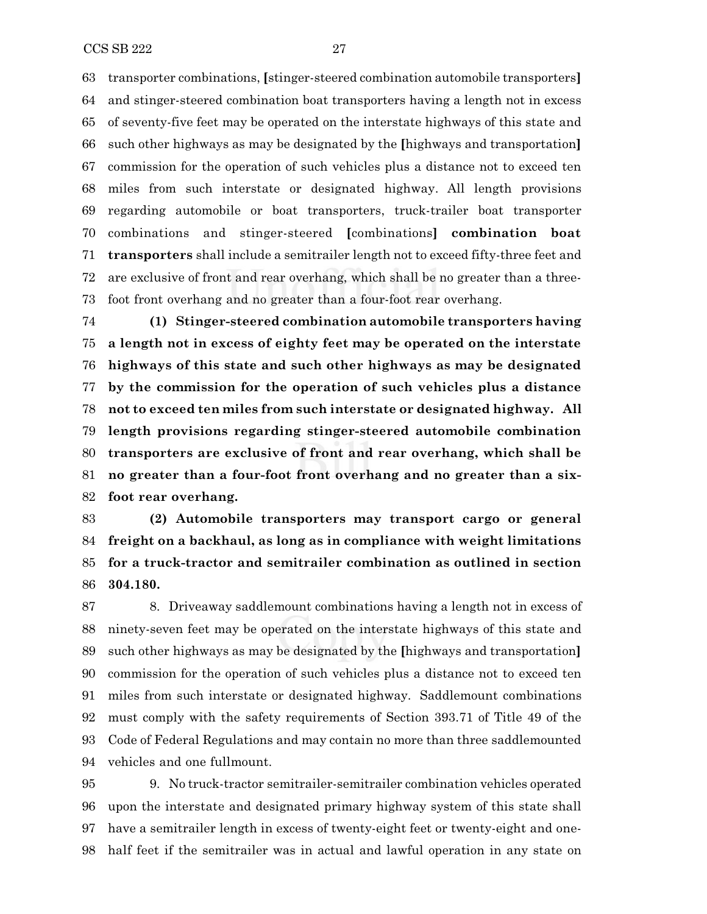transporter combinations, [stinger-steered combination automobile transporters] and stinger-steered combination boat transporters having a length not in excess of seventy-five feet may be operated on the interstate highways of this state and such other highways as may be designated by the [highways and transportation] commission for the operation of such vehicles plus a distance not to exceed ten miles from such interstate or designated highway. All length provisions regarding automobile or boat transporters, truck-trailer boat transporter combinations and stinger-steered [combinations] **combination boat transporters** shall include a semitrailer length not to exceed fifty-three feet and are exclusive of front and rear overhang, which shall be no greater than a three-foot front overhang and no greater than a four-foot rear overhang.

**(1) Stinger-steered combination automobile transporters having a length not in excess of eighty feet may be operated on the interstate highways of this state and such other highways as may be designated by the commission for the operation of such vehicles plus a distance not to exceed ten miles from such interstate or designated highway. All length provisions regarding stinger-steered automobile combination transporters are exclusive of front and rear overhang, which shall be no greater than a four-foot front overhang and no greater than a six-foot rear overhang.**

**(2) Automobile transporters may transport cargo or general freight on a backhaul, as long as in compliance with weight limitations for a truck-tractor and semitrailer combination as outlined in section 304.180.**

8. Driveaway saddlemount combinations having a length not in excess of ninety-seven feet may be operated on the interstate highways of this state and such other highways as may be designated by the [highways and transportation] commission for the operation of such vehicles plus a distance not to exceed ten miles from such interstate or designated highway. Saddlemount combinations must comply with the safety requirements of Section 393.71 of Title 49 of the Code of Federal Regulations and may contain no more than three saddlemounted vehicles and one fullmount.

9. No truck-tractor semitrailer-semitrailer combination vehicles operated upon the interstate and designated primary highway system of this state shall have a semitrailer length in excess of twenty-eight feet or twenty-eight and one-half feet if the semitrailer was in actual and lawful operation in any state on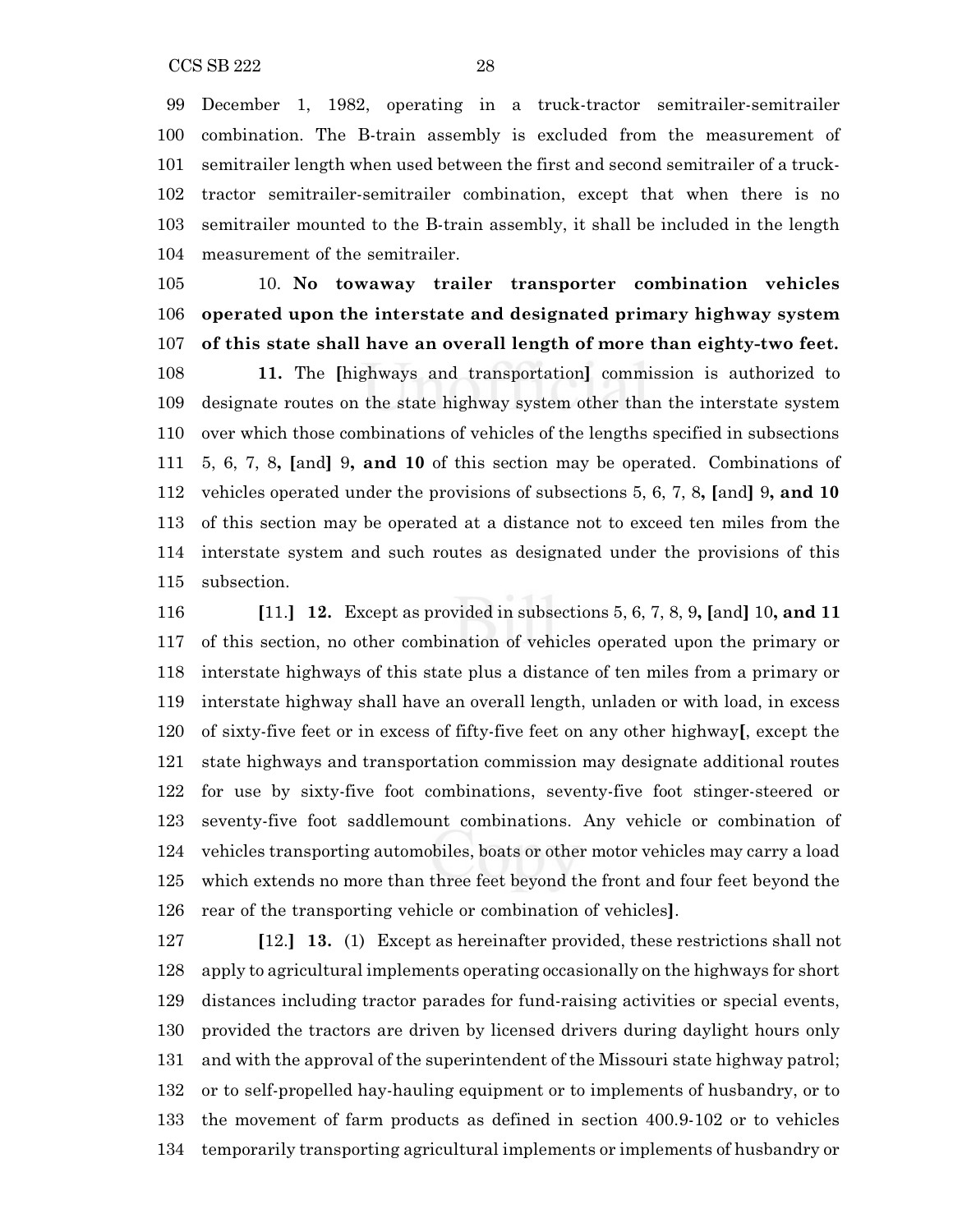December 1, 1982, operating in a truck-tractor semitrailer-semitrailer combination. The B-train assembly is excluded from the measurement of semitrailer length when used between the first and second semitrailer of a truck-tractor semitrailer-semitrailer combination, except that when there is no semitrailer mounted to the B-train assembly, it shall be included in the length measurement of the semitrailer.

10. **No towaway trailer transporter combination vehicles operated upon the interstate and designated primary highway system of this state shall have an overall length of more than eighty-two feet.**

**11.** The **[**highways and transportation**]** commission is authorized to designate routes on the state highway system other than the interstate system over which those combinations of vehicles of the lengths specified in subsections 5, 6, 7, 8**, [**and**]** 9**, and 10** of this section may be operated. Combinations of vehicles operated under the provisions of subsections 5, 6, 7, 8**, [**and**]** 9**, and 10** of this section may be operated at a distance not to exceed ten miles from the interstate system and such routes as designated under the provisions of this subsection.

**[**11.**]** **12.** Except as provided in subsections 5, 6, 7, 8, 9**, [**and**]** 10**, and 11** of this section, no other combination of vehicles operated upon the primary or interstate highways of this state plus a distance of ten miles from a primary or interstate highway shall have an overall length, unladen or with load, in excess of sixty-five feet or in excess of fifty-five feet on any other highway**[**, except the state highways and transportation commission may designate additional routes for use by sixty-five foot combinations, seventy-five foot stinger-steered or seventy-five foot saddlemount combinations. Any vehicle or combination of vehicles transporting automobiles, boats or other motor vehicles may carry a load which extends no more than three feet beyond the front and four feet beyond the rear of the transporting vehicle or combination of vehicles**]**.

**[**12.**]** **13.** (1) Except as hereinafter provided, these restrictions shall not apply to agricultural implements operating occasionally on the highways for short distances including tractor parades for fund-raising activities or special events, provided the tractors are driven by licensed drivers during daylight hours only and with the approval of the superintendent of the Missouri state highway patrol; or to self-propelled hay-hauling equipment or to implements of husbandry, or to the movement of farm products as defined in section 400.9-102 or to vehicles temporarily transporting agricultural implements or implements of husbandry or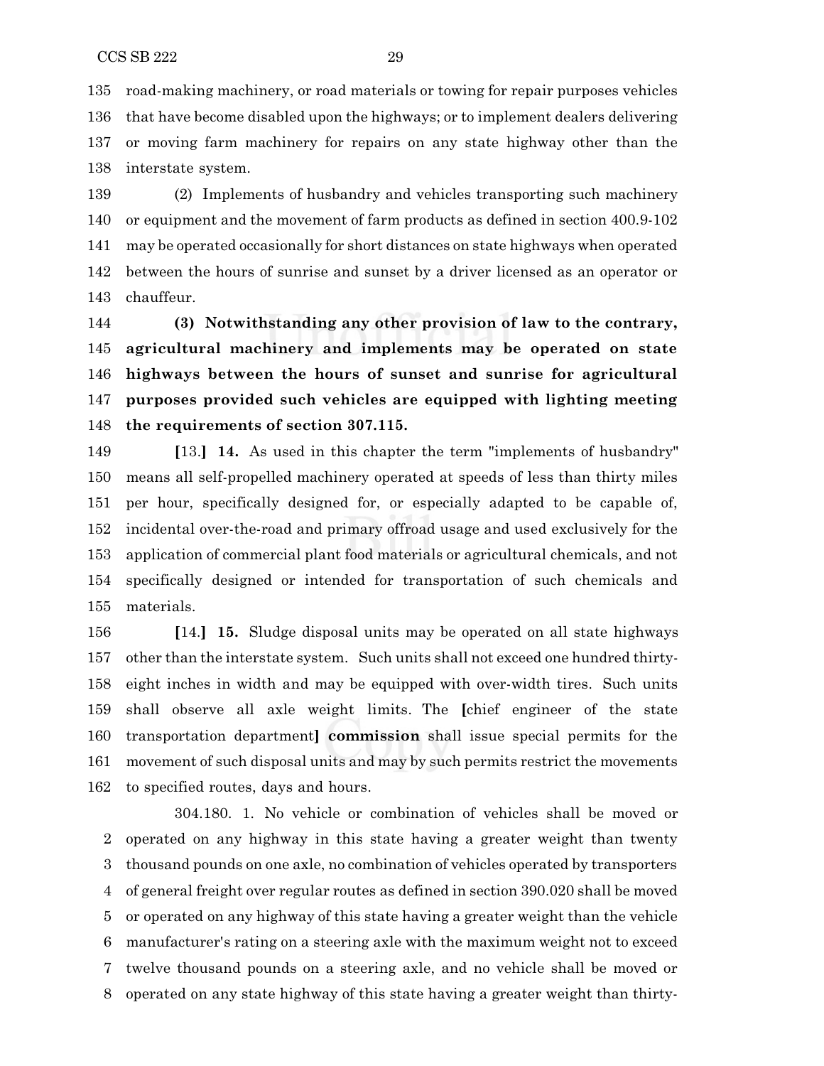road-making machinery, or road materials or towing for repair purposes vehicles that have become disabled upon the highways; or to implement dealers delivering or moving farm machinery for repairs on any state highway other than the interstate system.

(2) Implements of husbandry and vehicles transporting such machinery or equipment and the movement of farm products as defined in section 400.9-102 may be operated occasionally for short distances on state highways when operated between the hours of sunrise and sunset by a driver licensed as an operator or chauffeur.

**(3) Notwithstanding any other provision of law to the contrary, agricultural machinery and implements may be operated on state highways between the hours of sunset and sunrise for agricultural purposes provided such vehicles are equipped with lighting meeting the requirements of section 307.115.**

**[**13.**] 14.** As used in this chapter the term "implements of husbandry" means all self-propelled machinery operated at speeds of less than thirty miles per hour, specifically designed for, or especially adapted to be capable of, incidental over-the-road and primary offroad usage and used exclusively for the application of commercial plant food materials or agricultural chemicals, and not specifically designed or intended for transportation of such chemicals and materials.

**[**14.**] 15.** Sludge disposal units may be operated on all state highways other than the interstate system. Such units shall not exceed one hundred thirty-eight inches in width and may be equipped with over-width tires. Such units shall observe all axle weight limits. The **[**chief engineer of the state transportation department**] commission** shall issue special permits for the movement of such disposal units and may by such permits restrict the movements to specified routes, days and hours.

304.180. 1. No vehicle or combination of vehicles shall be moved or operated on any highway in this state having a greater weight than twenty thousand pounds on one axle, no combination of vehicles operated by transporters of general freight over regular routes as defined in section 390.020 shall be moved or operated on any highway of this state having a greater weight than the vehicle manufacturer's rating on a steering axle with the maximum weight not to exceed twelve thousand pounds on a steering axle, and no vehicle shall be moved or operated on any state highway of this state having a greater weight than thirty-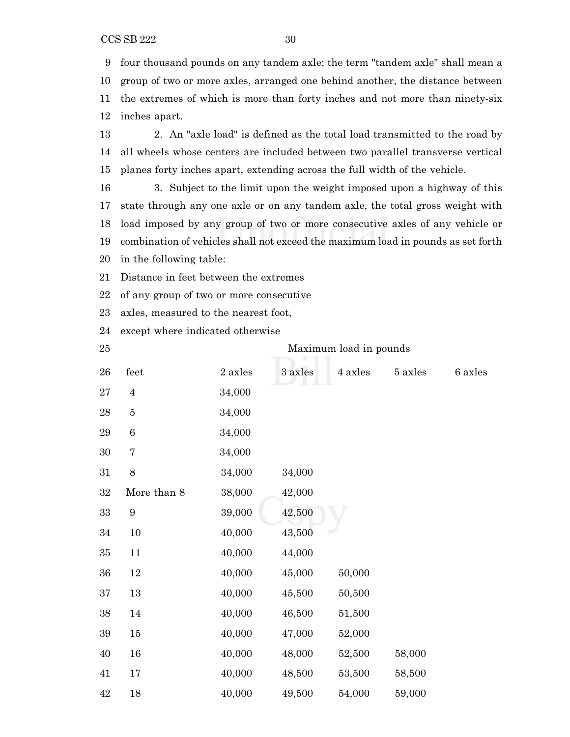four thousand pounds on any tandem axle; the term "tandem axle" shall mean a group of two or more axles, arranged one behind another, the distance between the extremes of which is more than forty inches and not more than ninety-six inches apart.

2. An "axle load" is defined as the total load transmitted to the road by all wheels whose centers are included between two parallel transverse vertical planes forty inches apart, extending across the full width of the vehicle.

3. Subject to the limit upon the weight imposed upon a highway of this state through any one axle or on any tandem axle, the total gross weight with load imposed by any group of two or more consecutive axles of any vehicle or combination of vehicles shall not exceed the maximum load in pounds as set forth in the following table:

Distance in feet between the extremes of any group of two or more consecutive axles, measured to the nearest foot, except where indicated otherwise

| | Maximum load in pounds | | | | |
|---|---|---|---|---|---|
| feet | 2 axles | 3 axles | 4 axles | 5 axles | 6 axles |
| 4 | 34,000 | | | | |
| 5 | 34,000 | | | | |
| 6 | 34,000 | | | | |
| 7 | 34,000 | | | | |
| 8 | 34,000 | 34,000 | | | |
| More than 8 | 38,000 | 42,000 | | | |
| 9 | 39,000 | 42,500 | | | |
| 10 | 40,000 | 43,500 | | | |
| 11 | 40,000 | 44,000 | | | |
| 12 | 40,000 | 45,000 | 50,000 | | |
| 13 | 40,000 | 45,500 | 50,500 | | |
| 14 | 40,000 | 46,500 | 51,500 | | |
| 15 | 40,000 | 47,000 | 52,000 | | |
| 16 | 40,000 | 48,000 | 52,500 | 58,000 | |
| 17 | 40,000 | 48,500 | 53,500 | 58,500 | |
| 18 | 40,000 | 49,500 | 54,000 | 59,000 | |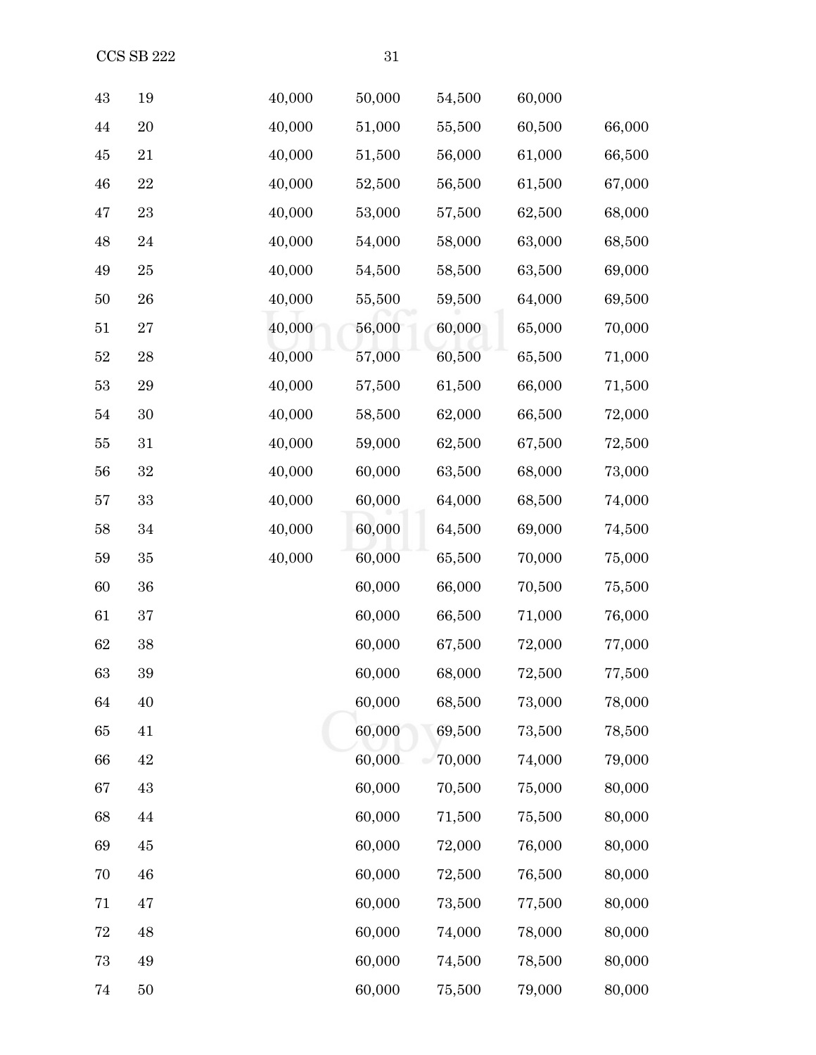| | | | | | | |
|---|---|---|---|---|---|---|
| 43 | 19 | 40,000 | 50,000 | 54,500 | 60,000 | |
| 44 | 20 | 40,000 | 51,000 | 55,500 | 60,500 | 66,000 |
| 45 | 21 | 40,000 | 51,500 | 56,000 | 61,000 | 66,500 |
| 46 | 22 | 40,000 | 52,500 | 56,500 | 61,500 | 67,000 |
| 47 | 23 | 40,000 | 53,000 | 57,500 | 62,500 | 68,000 |
| 48 | 24 | 40,000 | 54,000 | 58,000 | 63,000 | 68,500 |
| 49 | 25 | 40,000 | 54,500 | 58,500 | 63,500 | 69,000 |
| 50 | 26 | 40,000 | 55,500 | 59,500 | 64,000 | 69,500 |
| 51 | 27 | 40,000 | 56,000 | 60,000 | 65,000 | 70,000 |
| 52 | 28 | 40,000 | 57,000 | 60,500 | 65,500 | 71,000 |
| 53 | 29 | 40,000 | 57,500 | 61,500 | 66,000 | 71,500 |
| 54 | 30 | 40,000 | 58,500 | 62,000 | 66,500 | 72,000 |
| 55 | 31 | 40,000 | 59,000 | 62,500 | 67,500 | 72,500 |
| 56 | 32 | 40,000 | 60,000 | 63,500 | 68,000 | 73,000 |
| 57 | 33 | 40,000 | 60,000 | 64,000 | 68,500 | 74,000 |
| 58 | 34 | 40,000 | 60,000 | 64,500 | 69,000 | 74,500 |
| 59 | 35 | 40,000 | 60,000 | 65,500 | 70,000 | 75,000 |
| 60 | 36 | | 60,000 | 66,000 | 70,500 | 75,500 |
| 61 | 37 | | 60,000 | 66,500 | 71,000 | 76,000 |
| 62 | 38 | | 60,000 | 67,500 | 72,000 | 77,000 |
| 63 | 39 | | 60,000 | 68,000 | 72,500 | 77,500 |
| 64 | 40 | | 60,000 | 68,500 | 73,000 | 78,000 |
| 65 | 41 | | 60,000 | 69,500 | 73,500 | 78,500 |
| 66 | 42 | | 60,000 | 70,000 | 74,000 | 79,000 |
| 67 | 43 | | 60,000 | 70,500 | 75,000 | 80,000 |
| 68 | 44 | | 60,000 | 71,500 | 75,500 | 80,000 |
| 69 | 45 | | 60,000 | 72,000 | 76,000 | 80,000 |
| 70 | 46 | | 60,000 | 72,500 | 76,500 | 80,000 |
| 71 | 47 | | 60,000 | 73,500 | 77,500 | 80,000 |
| 72 | 48 | | 60,000 | 74,000 | 78,000 | 80,000 |
| 73 | 49 | | 60,000 | 74,500 | 78,500 | 80,000 |
| 74 | 50 | | 60,000 | 75,500 | 79,000 | 80,000 |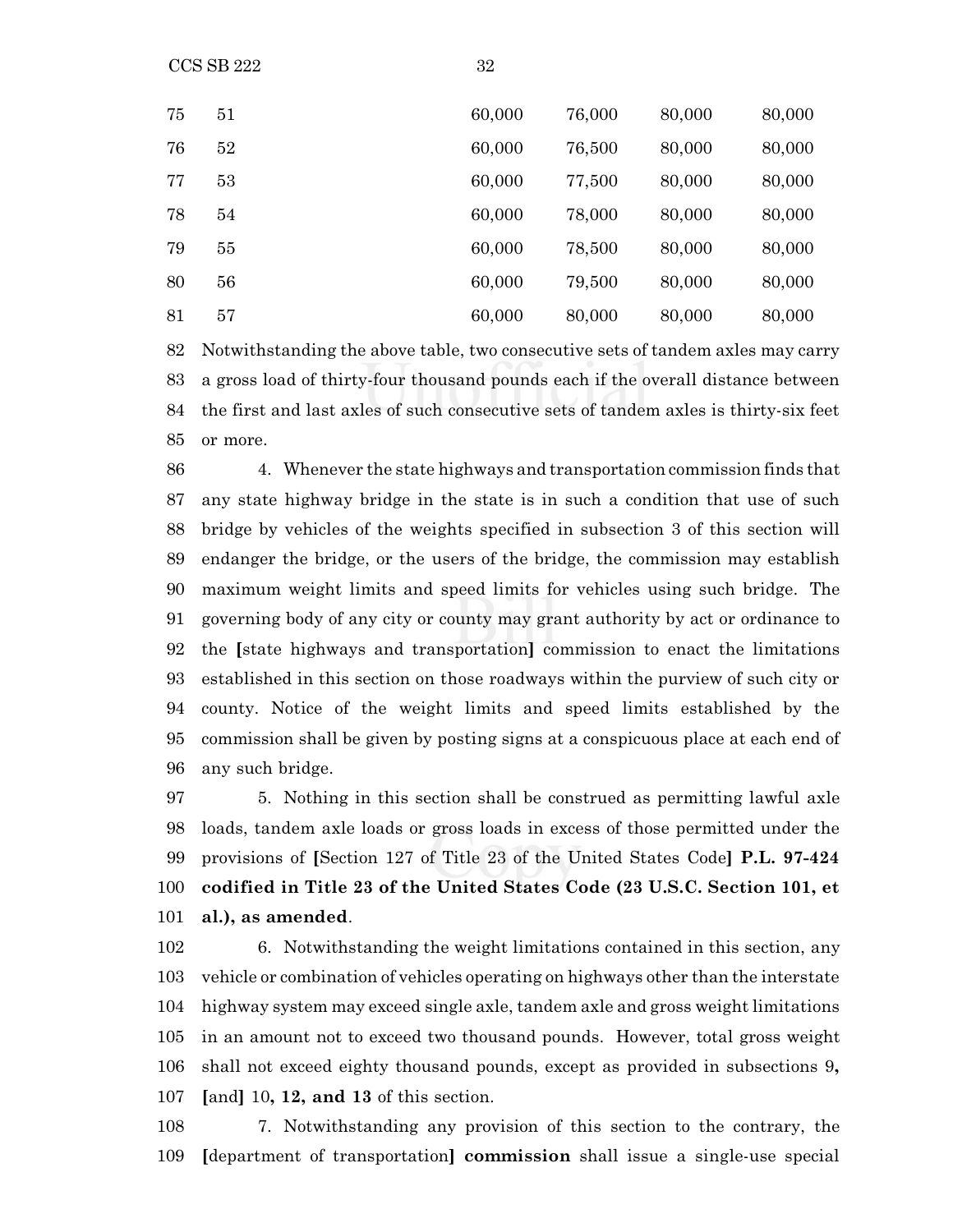| | | | | |
|---|---|---|---|---|
| 51 | 60,000 | 76,000 | 80,000 | 80,000 |
| 52 | 60,000 | 76,500 | 80,000 | 80,000 |
| 53 | 60,000 | 77,500 | 80,000 | 80,000 |
| 54 | 60,000 | 78,000 | 80,000 | 80,000 |
| 55 | 60,000 | 78,500 | 80,000 | 80,000 |
| 56 | 60,000 | 79,500 | 80,000 | 80,000 |
| 57 | 60,000 | 80,000 | 80,000 | 80,000 |

Notwithstanding the above table, two consecutive sets of tandem axles may carry a gross load of thirty-four thousand pounds each if the overall distance between the first and last axles of such consecutive sets of tandem axles is thirty-six feet or more.

4. Whenever the state highways and transportation commission finds that any state highway bridge in the state is in such a condition that use of such bridge by vehicles of the weights specified in subsection 3 of this section will endanger the bridge, or the users of the bridge, the commission may establish maximum weight limits and speed limits for vehicles using such bridge. The governing body of any city or county may grant authority by act or ordinance to the [state highways and transportation] commission to enact the limitations established in this section on those roadways within the purview of such city or county. Notice of the weight limits and speed limits established by the commission shall be given by posting signs at a conspicuous place at each end of any such bridge.

5. Nothing in this section shall be construed as permitting lawful axle loads, tandem axle loads or gross loads in excess of those permitted under the provisions of [Section 127 of Title 23 of the United States Code] **P.L. 97-424 codified in Title 23 of the United States Code (23 U.S.C. Section 101, et al.), as amended**.

6. Notwithstanding the weight limitations contained in this section, any vehicle or combination of vehicles operating on highways other than the interstate highway system may exceed single axle, tandem axle and gross weight limitations in an amount not to exceed two thousand pounds. However, total gross weight shall not exceed eighty thousand pounds, except as provided in subsections 9**,** [and] 10**, 12, and 13** of this section.

7. Notwithstanding any provision of this section to the contrary, the [department of transportation] **commission** shall issue a single-use special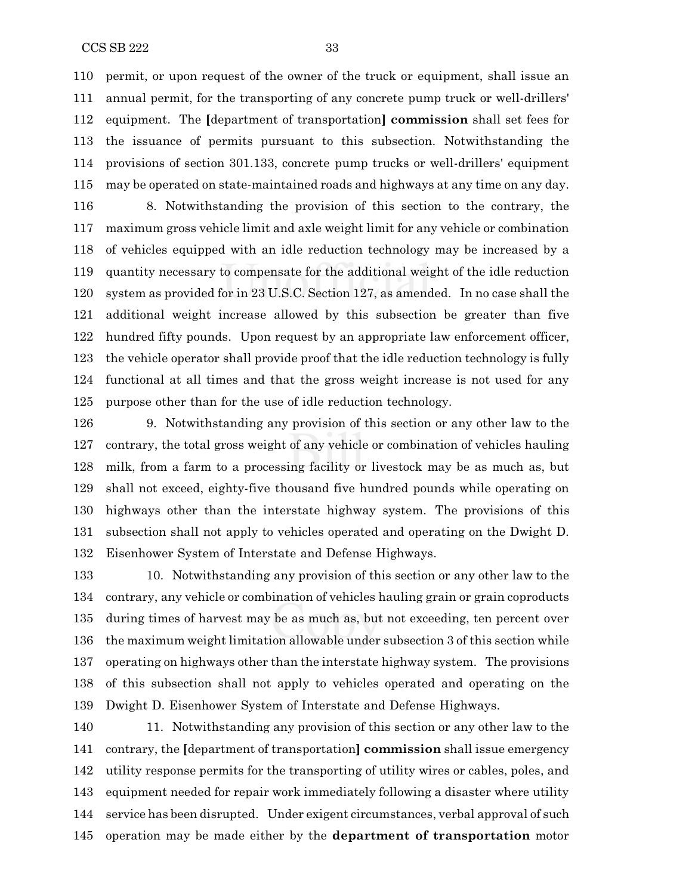permit, or upon request of the owner of the truck or equipment, shall issue an annual permit, for the transporting of any concrete pump truck or well-drillers' equipment. The [department of transportation] **commission** shall set fees for the issuance of permits pursuant to this subsection. Notwithstanding the provisions of section 301.133, concrete pump trucks or well-drillers' equipment may be operated on state-maintained roads and highways at any time on any day.

8. Notwithstanding the provision of this section to the contrary, the maximum gross vehicle limit and axle weight limit for any vehicle or combination of vehicles equipped with an idle reduction technology may be increased by a quantity necessary to compensate for the additional weight of the idle reduction system as provided for in 23 U.S.C. Section 127, as amended. In no case shall the additional weight increase allowed by this subsection be greater than five hundred fifty pounds. Upon request by an appropriate law enforcement officer, the vehicle operator shall provide proof that the idle reduction technology is fully functional at all times and that the gross weight increase is not used for any purpose other than for the use of idle reduction technology.

9. Notwithstanding any provision of this section or any other law to the contrary, the total gross weight of any vehicle or combination of vehicles hauling milk, from a farm to a processing facility or livestock may be as much as, but shall not exceed, eighty-five thousand five hundred pounds while operating on highways other than the interstate highway system. The provisions of this subsection shall not apply to vehicles operated and operating on the Dwight D. Eisenhower System of Interstate and Defense Highways.

10. Notwithstanding any provision of this section or any other law to the contrary, any vehicle or combination of vehicles hauling grain or grain coproducts during times of harvest may be as much as, but not exceeding, ten percent over the maximum weight limitation allowable under subsection 3 of this section while operating on highways other than the interstate highway system. The provisions of this subsection shall not apply to vehicles operated and operating on the Dwight D. Eisenhower System of Interstate and Defense Highways.

11. Notwithstanding any provision of this section or any other law to the contrary, the [department of transportation] **commission** shall issue emergency utility response permits for the transporting of utility wires or cables, poles, and equipment needed for repair work immediately following a disaster where utility service has been disrupted. Under exigent circumstances, verbal approval of such operation may be made either by the **department of transportation** motor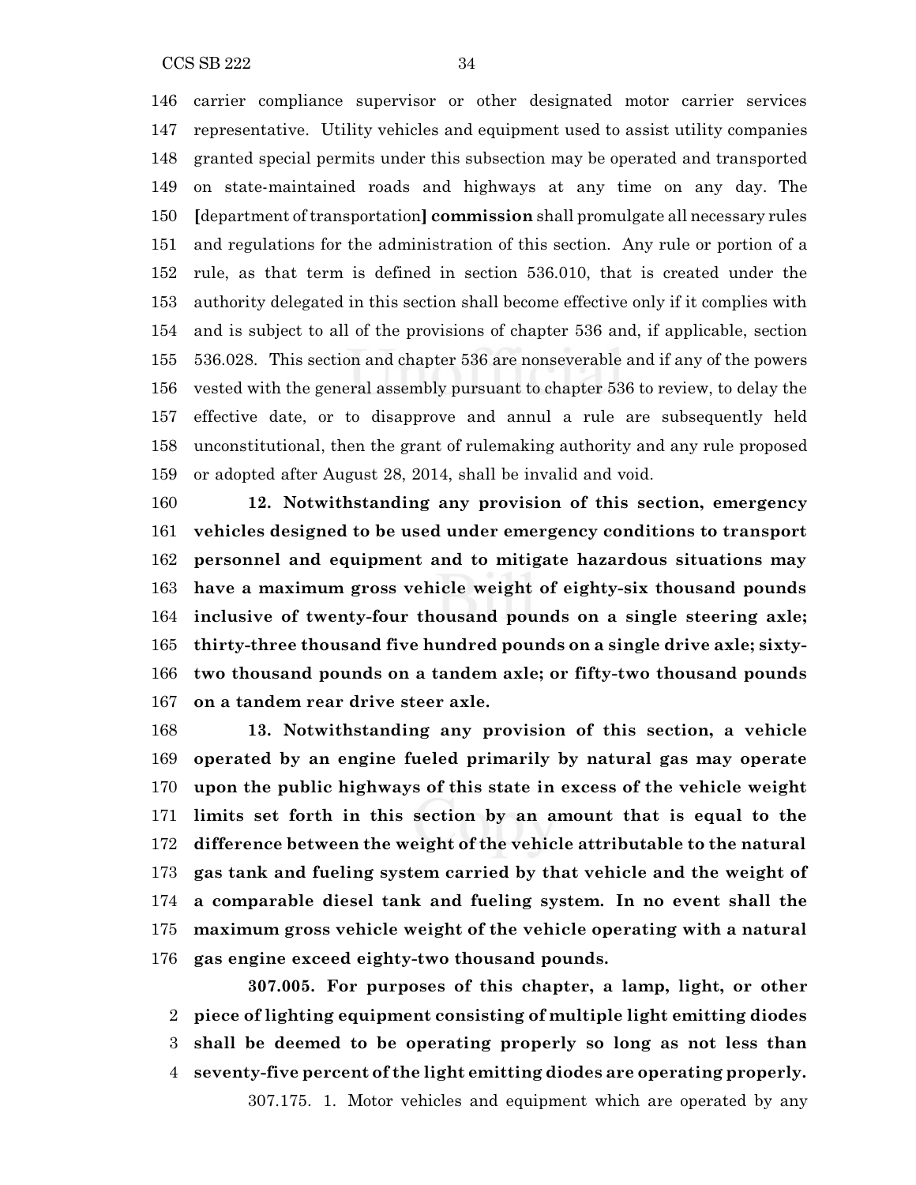carrier compliance supervisor or other designated motor carrier services representative. Utility vehicles and equipment used to assist utility companies granted special permits under this subsection may be operated and transported on state-maintained roads and highways at any time on any day. The [department of transportation] **commission** shall promulgate all necessary rules and regulations for the administration of this section. Any rule or portion of a rule, as that term is defined in section 536.010, that is created under the authority delegated in this section shall become effective only if it complies with and is subject to all of the provisions of chapter 536 and, if applicable, section 536.028. This section and chapter 536 are nonseverable and if any of the powers vested with the general assembly pursuant to chapter 536 to review, to delay the effective date, or to disapprove and annul a rule are subsequently held unconstitutional, then the grant of rulemaking authority and any rule proposed or adopted after August 28, 2014, shall be invalid and void.

**12. Notwithstanding any provision of this section, emergency vehicles designed to be used under emergency conditions to transport personnel and equipment and to mitigate hazardous situations may have a maximum gross vehicle weight of eighty-six thousand pounds inclusive of twenty-four thousand pounds on a single steering axle; thirty-three thousand five hundred pounds on a single drive axle; sixty-two thousand pounds on a tandem axle; or fifty-two thousand pounds on a tandem rear drive steer axle.**

**13. Notwithstanding any provision of this section, a vehicle operated by an engine fueled primarily by natural gas may operate upon the public highways of this state in excess of the vehicle weight limits set forth in this section by an amount that is equal to the difference between the weight of the vehicle attributable to the natural gas tank and fueling system carried by that vehicle and the weight of a comparable diesel tank and fueling system. In no event shall the maximum gross vehicle weight of the vehicle operating with a natural gas engine exceed eighty-two thousand pounds.**

**307.005. For purposes of this chapter, a lamp, light, or other piece of lighting equipment consisting of multiple light emitting diodes shall be deemed to be operating properly so long as not less than seventy-five percent of the light emitting diodes are operating properly.**

307.175. 1. Motor vehicles and equipment which are operated by any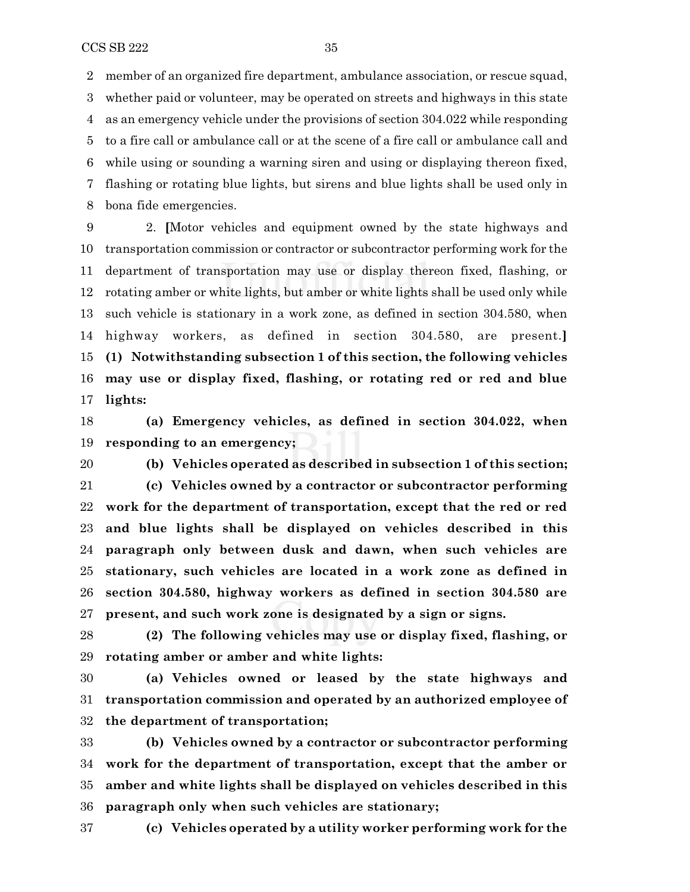member of an organized fire department, ambulance association, or rescue squad, whether paid or volunteer, may be operated on streets and highways in this state as an emergency vehicle under the provisions of section 304.022 while responding to a fire call or ambulance call or at the scene of a fire call or ambulance call and while using or sounding a warning siren and using or displaying thereon fixed, flashing or rotating blue lights, but sirens and blue lights shall be used only in bona fide emergencies.

2. **[**Motor vehicles and equipment owned by the state highways and transportation commission or contractor or subcontractor performing work for the department of transportation may use or display thereon fixed, flashing, or rotating amber or white lights, but amber or white lights shall be used only while such vehicle is stationary in a work zone, as defined in section 304.580, when highway workers, as defined in section 304.580, are present.**]** **(1) Notwithstanding subsection 1 of this section, the following vehicles may use or display fixed, flashing, or rotating red or red and blue lights:**

**(a) Emergency vehicles, as defined in section 304.022, when responding to an emergency;**

**(b) Vehicles operated as described in subsection 1 of this section;**

**(c) Vehicles owned by a contractor or subcontractor performing work for the department of transportation, except that the red or red and blue lights shall be displayed on vehicles described in this paragraph only between dusk and dawn, when such vehicles are stationary, such vehicles are located in a work zone as defined in section 304.580, highway workers as defined in section 304.580 are present, and such work zone is designated by a sign or signs.**

**(2) The following vehicles may use or display fixed, flashing, or rotating amber or amber and white lights:**

**(a) Vehicles owned or leased by the state highways and transportation commission and operated by an authorized employee of the department of transportation;**

**(b) Vehicles owned by a contractor or subcontractor performing work for the department of transportation, except that the amber or amber and white lights shall be displayed on vehicles described in this paragraph only when such vehicles are stationary;**

**(c) Vehicles operated by a utility worker performing work for the**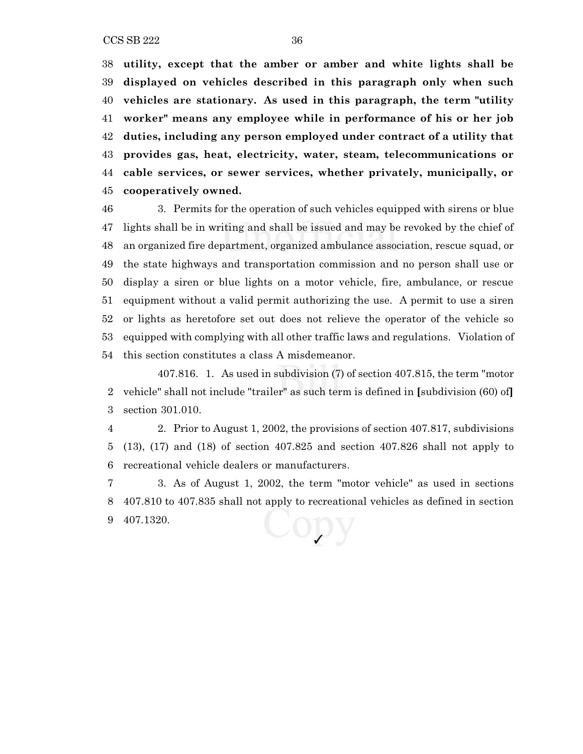**utility, except that the amber or amber and white lights shall be displayed on vehicles described in this paragraph only when such vehicles are stationary. As used in this paragraph, the term "utility worker" means any employee while in performance of his or her job duties, including any person employed under contract of a utility that provides gas, heat, electricity, water, steam, telecommunications or cable services, or sewer services, whether privately, municipally, or cooperatively owned.**

3. Permits for the operation of such vehicles equipped with sirens or blue lights shall be in writing and shall be issued and may be revoked by the chief of an organized fire department, organized ambulance association, rescue squad, or the state highways and transportation commission and no person shall use or display a siren or blue lights on a motor vehicle, fire, ambulance, or rescue equipment without a valid permit authorizing the use. A permit to use a siren or lights as heretofore set out does not relieve the operator of the vehicle so equipped with complying with all other traffic laws and regulations. Violation of this section constitutes a class A misdemeanor.

407.816. 1. As used in subdivision (7) of section 407.815, the term "motor vehicle" shall not include "trailer" as such term is defined in **[**subdivision (60) of**]** section 301.010.

2. Prior to August 1, 2002, the provisions of section 407.817, subdivisions (13), (17) and (18) of section 407.825 and section 407.826 shall not apply to recreational vehicle dealers or manufacturers.

3. As of August 1, 2002, the term "motor vehicle" as used in sections 407.810 to 407.835 shall not apply to recreational vehicles as defined in section 407.1320.

✓